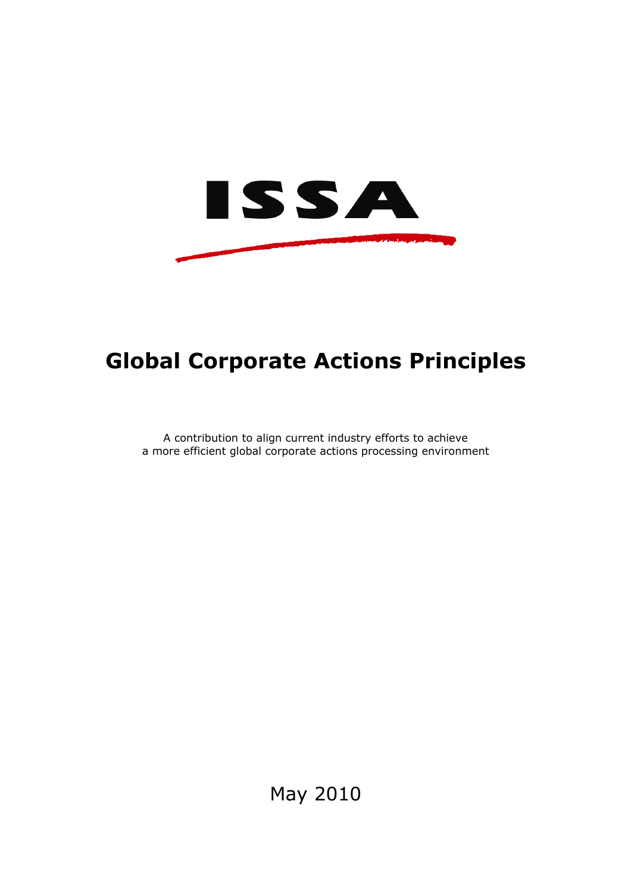ISSA

# Global Corporate Actions Principles

A contribution to align current industry efforts to achieve
a more efficient global corporate actions processing environment

May 2010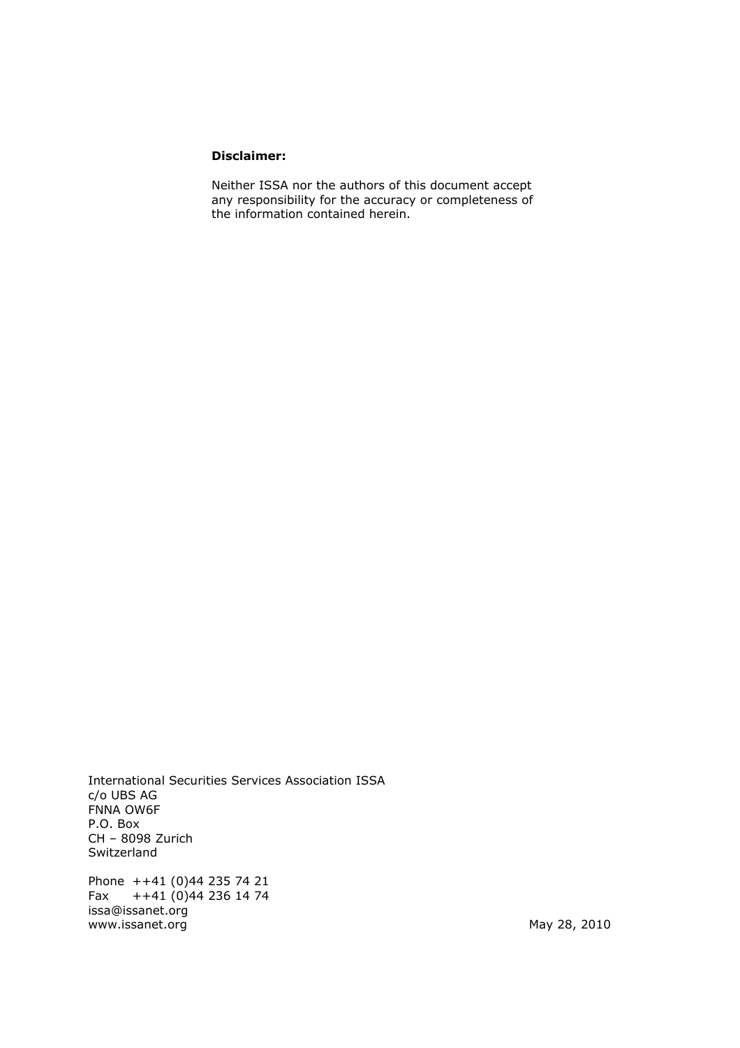**Disclaimer:**

Neither ISSA nor the authors of this document accept any responsibility for the accuracy or completeness of the information contained herein.

International Securities Services Association ISSA
c/o UBS AG
FNNA OW6F
P.O. Box
CH – 8098 Zurich
Switzerland

Phone ++41 (0)44 235 74 21
Fax ++41 (0)44 236 14 74
issa@issanet.org
www.issanet.org

May 28, 2010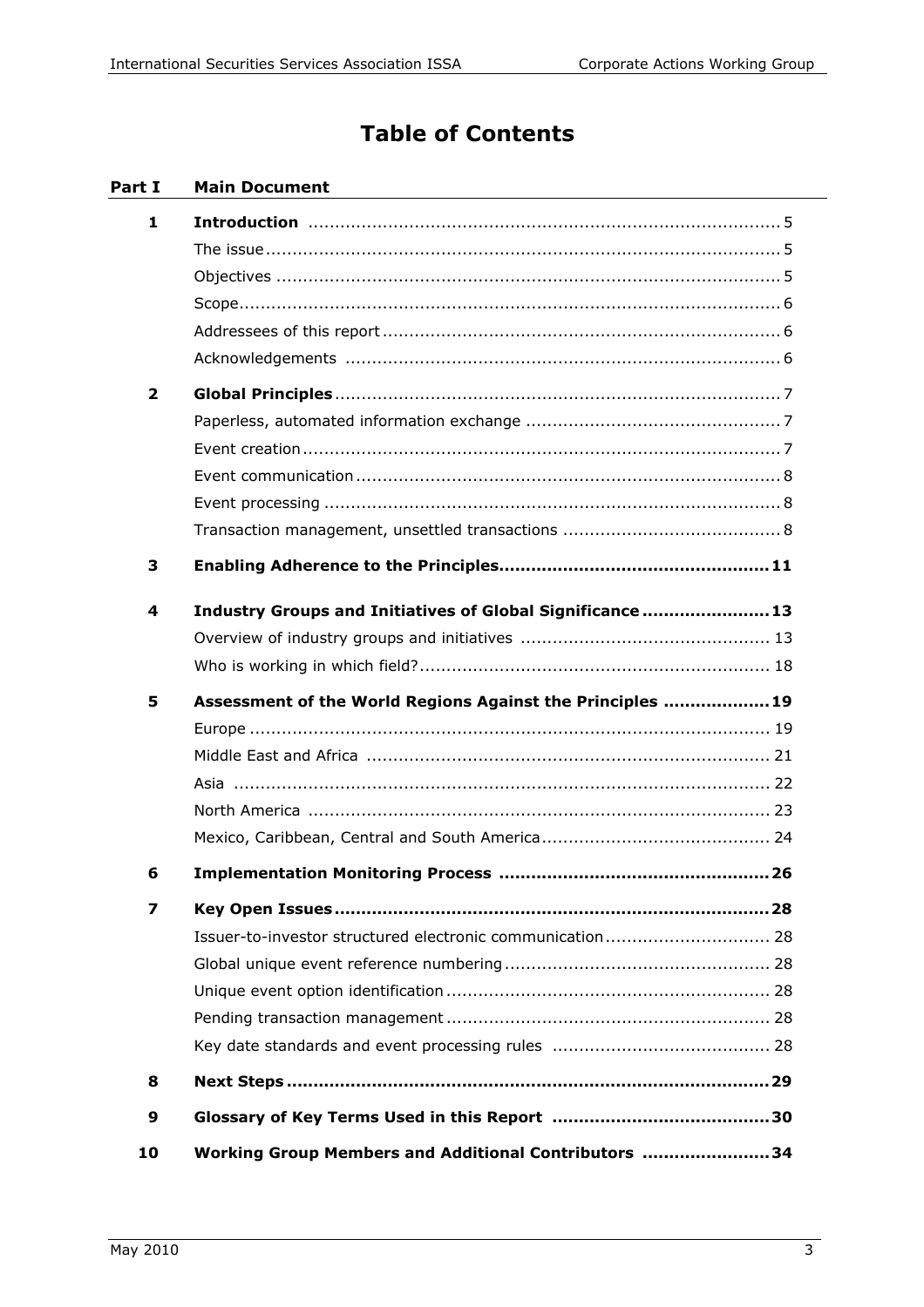# Table of Contents

| Part I | Main Document | |
|---|---|---|
| **1** | **Introduction** | 5 |
| | The issue | 5 |
| | Objectives | 5 |
| | Scope | 6 |
| | Addressees of this report | 6 |
| | Acknowledgements | 6 |
| **2** | **Global Principles** | 7 |
| | Paperless, automated information exchange | 7 |
| | Event creation | 7 |
| | Event communication | 8 |
| | Event processing | 8 |
| | Transaction management, unsettled transactions | 8 |
| **3** | **Enabling Adherence to the Principles** | **11** |
| **4** | **Industry Groups and Initiatives of Global Significance** | **13** |
| | Overview of industry groups and initiatives | 13 |
| | Who is working in which field? | 18 |
| **5** | **Assessment of the World Regions Against the Principles** | **19** |
| | Europe | 19 |
| | Middle East and Africa | 21 |
| | Asia | 22 |
| | North America | 23 |
| | Mexico, Caribbean, Central and South America | 24 |
| **6** | **Implementation Monitoring Process** | **26** |
| **7** | **Key Open Issues** | **28** |
| | Issuer-to-investor structured electronic communication | 28 |
| | Global unique event reference numbering | 28 |
| | Unique event option identification | 28 |
| | Pending transaction management | 28 |
| | Key date standards and event processing rules | 28 |
| **8** | **Next Steps** | **29** |
| **9** | **Glossary of Key Terms Used in this Report** | **30** |
| **10** | **Working Group Members and Additional Contributors** | **34** |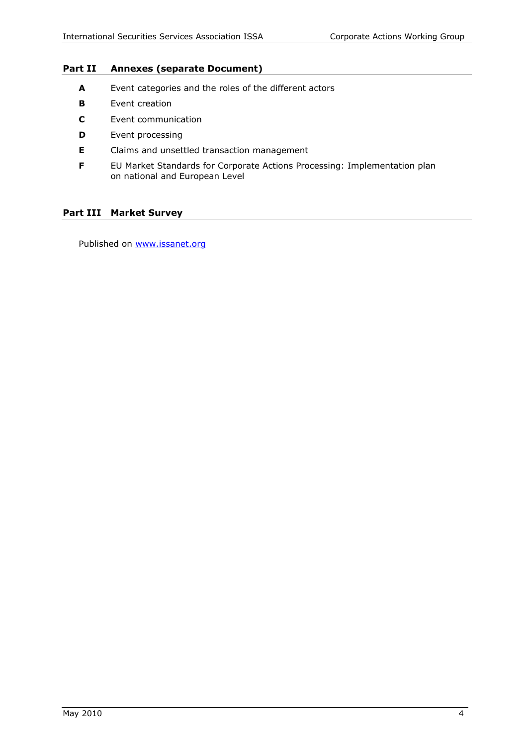## Part II Annexes (separate Document)

- **A** Event categories and the roles of the different actors
- **B** Event creation
- **C** Event communication
- **D** Event processing
- **E** Claims and unsettled transaction management
- **F** EU Market Standards for Corporate Actions Processing: Implementation plan on national and European Level

## Part III Market Survey

Published on www.issanet.org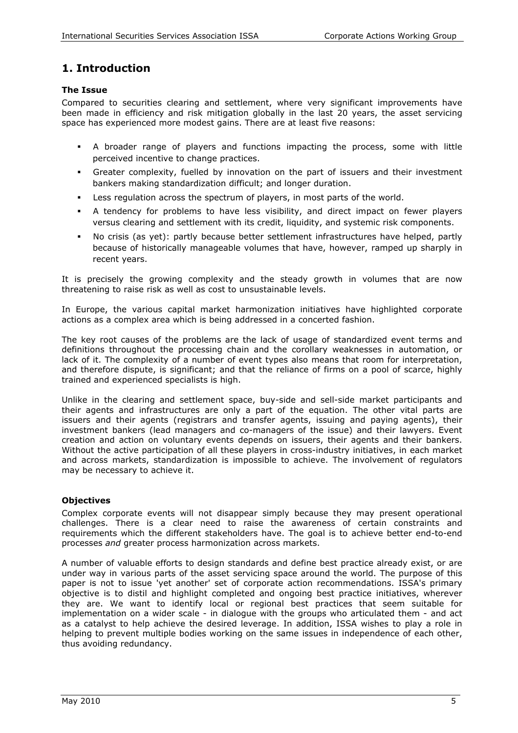# 1. Introduction

### The Issue

Compared to securities clearing and settlement, where very significant improvements have been made in efficiency and risk mitigation globally in the last 20 years, the asset servicing space has experienced more modest gains. There are at least five reasons:

- A broader range of players and functions impacting the process, some with little perceived incentive to change practices.
- Greater complexity, fuelled by innovation on the part of issuers and their investment bankers making standardization difficult; and longer duration.
- Less regulation across the spectrum of players, in most parts of the world.
- A tendency for problems to have less visibility, and direct impact on fewer players versus clearing and settlement with its credit, liquidity, and systemic risk components.
- No crisis (as yet): partly because better settlement infrastructures have helped, partly because of historically manageable volumes that have, however, ramped up sharply in recent years.

It is precisely the growing complexity and the steady growth in volumes that are now threatening to raise risk as well as cost to unsustainable levels.

In Europe, the various capital market harmonization initiatives have highlighted corporate actions as a complex area which is being addressed in a concerted fashion.

The key root causes of the problems are the lack of usage of standardized event terms and definitions throughout the processing chain and the corollary weaknesses in automation, or lack of it. The complexity of a number of event types also means that room for interpretation, and therefore dispute, is significant; and that the reliance of firms on a pool of scarce, highly trained and experienced specialists is high.

Unlike in the clearing and settlement space, buy-side and sell-side market participants and their agents and infrastructures are only a part of the equation. The other vital parts are issuers and their agents (registrars and transfer agents, issuing and paying agents), their investment bankers (lead managers and co-managers of the issue) and their lawyers. Event creation and action on voluntary events depends on issuers, their agents and their bankers. Without the active participation of all these players in cross-industry initiatives, in each market and across markets, standardization is impossible to achieve. The involvement of regulators may be necessary to achieve it.

### Objectives

Complex corporate events will not disappear simply because they may present operational challenges. There is a clear need to raise the awareness of certain constraints and requirements which the different stakeholders have. The goal is to achieve better end-to-end processes *and* greater process harmonization across markets.

A number of valuable efforts to design standards and define best practice already exist, or are under way in various parts of the asset servicing space around the world. The purpose of this paper is not to issue 'yet another' set of corporate action recommendations. ISSA's primary objective is to distil and highlight completed and ongoing best practice initiatives, wherever they are. We want to identify local or regional best practices that seem suitable for implementation on a wider scale - in dialogue with the groups who articulated them - and act as a catalyst to help achieve the desired leverage. In addition, ISSA wishes to play a role in helping to prevent multiple bodies working on the same issues in independence of each other, thus avoiding redundancy.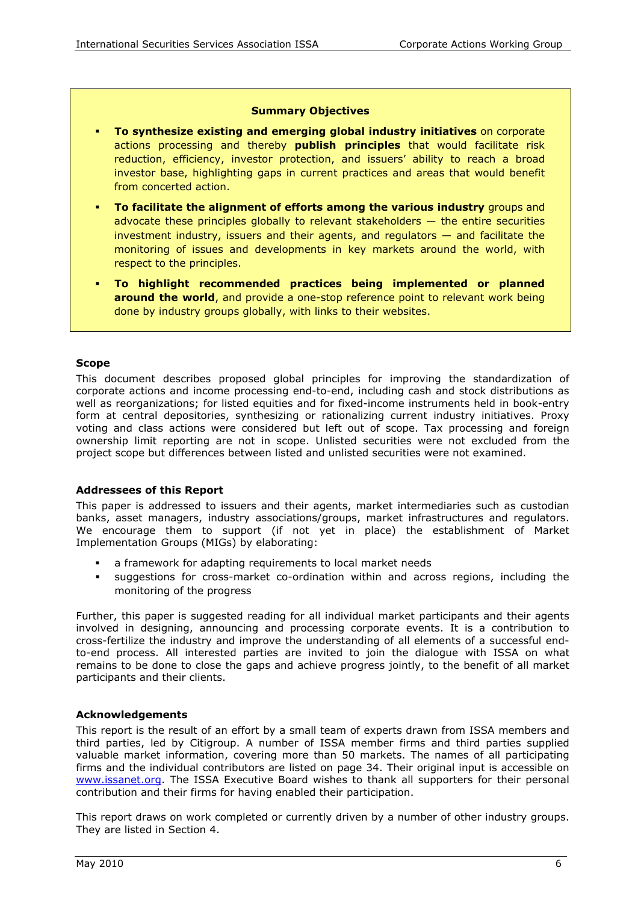**Summary Objectives**

- **To synthesize existing and emerging global industry initiatives** on corporate actions processing and thereby **publish principles** that would facilitate risk reduction, efficiency, investor protection, and issuers' ability to reach a broad investor base, highlighting gaps in current practices and areas that would benefit from concerted action.
- **To facilitate the alignment of efforts among the various industry** groups and advocate these principles globally to relevant stakeholders — the entire securities investment industry, issuers and their agents, and regulators — and facilitate the monitoring of issues and developments in key markets around the world, with respect to the principles.
- **To highlight recommended practices being implemented or planned around the world**, and provide a one-stop reference point to relevant work being done by industry groups globally, with links to their websites.

### Scope

This document describes proposed global principles for improving the standardization of corporate actions and income processing end-to-end, including cash and stock distributions as well as reorganizations; for listed equities and for fixed-income instruments held in book-entry form at central depositories, synthesizing or rationalizing current industry initiatives. Proxy voting and class actions were considered but left out of scope. Tax processing and foreign ownership limit reporting are not in scope. Unlisted securities were not excluded from the project scope but differences between listed and unlisted securities were not examined.

### Addressees of this Report

This paper is addressed to issuers and their agents, market intermediaries such as custodian banks, asset managers, industry associations/groups, market infrastructures and regulators. We encourage them to support (if not yet in place) the establishment of Market Implementation Groups (MIGs) by elaborating:

- a framework for adapting requirements to local market needs
- suggestions for cross-market co-ordination within and across regions, including the monitoring of the progress

Further, this paper is suggested reading for all individual market participants and their agents involved in designing, announcing and processing corporate events. It is a contribution to cross-fertilize the industry and improve the understanding of all elements of a successful end-to-end process. All interested parties are invited to join the dialogue with ISSA on what remains to be done to close the gaps and achieve progress jointly, to the benefit of all market participants and their clients.

### Acknowledgements

This report is the result of an effort by a small team of experts drawn from ISSA members and third parties, led by Citigroup. A number of ISSA member firms and third parties supplied valuable market information, covering more than 50 markets. The names of all participating firms and the individual contributors are listed on page 34. Their original input is accessible on www.issanet.org. The ISSA Executive Board wishes to thank all supporters for their personal contribution and their firms for having enabled their participation.

This report draws on work completed or currently driven by a number of other industry groups. They are listed in Section 4.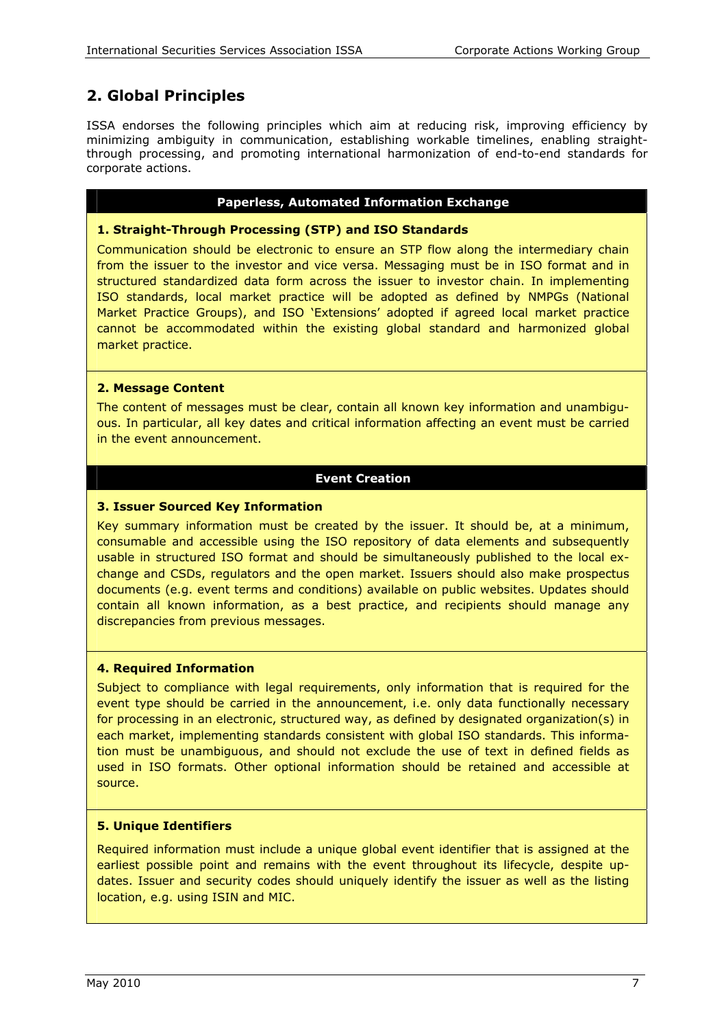## 2. Global Principles

ISSA endorses the following principles which aim at reducing risk, improving efficiency by minimizing ambiguity in communication, establishing workable timelines, enabling straight-through processing, and promoting international harmonization of end-to-end standards for corporate actions.

### Paperless, Automated Information Exchange

**1. Straight-Through Processing (STP) and ISO Standards**

Communication should be electronic to ensure an STP flow along the intermediary chain from the issuer to the investor and vice versa. Messaging must be in ISO format and in structured standardized data form across the issuer to investor chain. In implementing ISO standards, local market practice will be adopted as defined by NMPGs (National Market Practice Groups), and ISO 'Extensions' adopted if agreed local market practice cannot be accommodated within the existing global standard and harmonized global market practice.

**2. Message Content**

The content of messages must be clear, contain all known key information and unambiguous. In particular, all key dates and critical information affecting an event must be carried in the event announcement.

### Event Creation

**3. Issuer Sourced Key Information**

Key summary information must be created by the issuer. It should be, at a minimum, consumable and accessible using the ISO repository of data elements and subsequently usable in structured ISO format and should be simultaneously published to the local exchange and CSDs, regulators and the open market. Issuers should also make prospectus documents (e.g. event terms and conditions) available on public websites. Updates should contain all known information, as a best practice, and recipients should manage any discrepancies from previous messages.

**4. Required Information**

Subject to compliance with legal requirements, only information that is required for the event type should be carried in the announcement, i.e. only data functionally necessary for processing in an electronic, structured way, as defined by designated organization(s) in each market, implementing standards consistent with global ISO standards. This information must be unambiguous, and should not exclude the use of text in defined fields as used in ISO formats. Other optional information should be retained and accessible at source.

**5. Unique Identifiers**

Required information must include a unique global event identifier that is assigned at the earliest possible point and remains with the event throughout its lifecycle, despite updates. Issuer and security codes should uniquely identify the issuer as well as the listing location, e.g. using ISIN and MIC.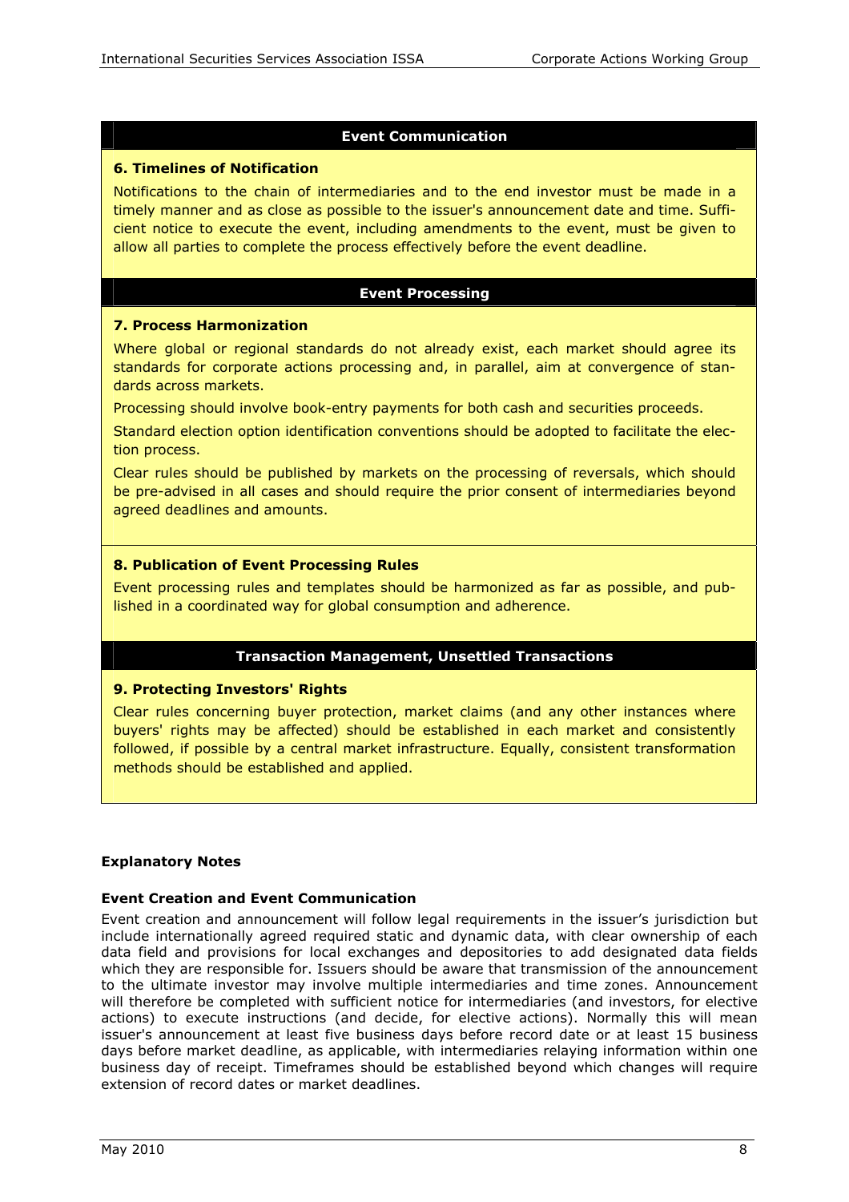## Event Communication

### 6. Timelines of Notification

Notifications to the chain of intermediaries and to the end investor must be made in a timely manner and as close as possible to the issuer's announcement date and time. Sufficient notice to execute the event, including amendments to the event, must be given to allow all parties to complete the process effectively before the event deadline.

## Event Processing

### 7. Process Harmonization

Where global or regional standards do not already exist, each market should agree its standards for corporate actions processing and, in parallel, aim at convergence of standards across markets.

Processing should involve book-entry payments for both cash and securities proceeds.

Standard election option identification conventions should be adopted to facilitate the election process.

Clear rules should be published by markets on the processing of reversals, which should be pre-advised in all cases and should require the prior consent of intermediaries beyond agreed deadlines and amounts.

### 8. Publication of Event Processing Rules

Event processing rules and templates should be harmonized as far as possible, and published in a coordinated way for global consumption and adherence.

## Transaction Management, Unsettled Transactions

### 9. Protecting Investors' Rights

Clear rules concerning buyer protection, market claims (and any other instances where buyers' rights may be affected) should be established in each market and consistently followed, if possible by a central market infrastructure. Equally, consistent transformation methods should be established and applied.

## Explanatory Notes

### Event Creation and Event Communication

Event creation and announcement will follow legal requirements in the issuer's jurisdiction but include internationally agreed required static and dynamic data, with clear ownership of each data field and provisions for local exchanges and depositories to add designated data fields which they are responsible for. Issuers should be aware that transmission of the announcement to the ultimate investor may involve multiple intermediaries and time zones. Announcement will therefore be completed with sufficient notice for intermediaries (and investors, for elective actions) to execute instructions (and decide, for elective actions). Normally this will mean issuer's announcement at least five business days before record date or at least 15 business days before market deadline, as applicable, with intermediaries relaying information within one business day of receipt. Timeframes should be established beyond which changes will require extension of record dates or market deadlines.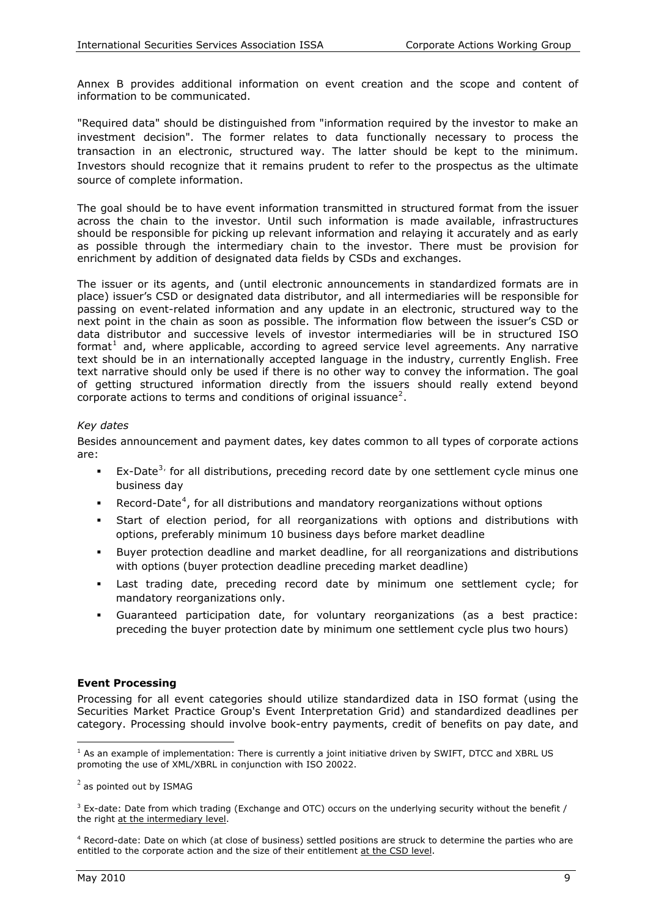Annex B provides additional information on event creation and the scope and content of information to be communicated.

"Required data" should be distinguished from "information required by the investor to make an investment decision". The former relates to data functionally necessary to process the transaction in an electronic, structured way. The latter should be kept to the minimum. Investors should recognize that it remains prudent to refer to the prospectus as the ultimate source of complete information.

The goal should be to have event information transmitted in structured format from the issuer across the chain to the investor. Until such information is made available, infrastructures should be responsible for picking up relevant information and relaying it accurately and as early as possible through the intermediary chain to the investor. There must be provision for enrichment by addition of designated data fields by CSDs and exchanges.

The issuer or its agents, and (until electronic announcements in standardized formats are in place) issuer's CSD or designated data distributor, and all intermediaries will be responsible for passing on event-related information and any update in an electronic, structured way to the next point in the chain as soon as possible. The information flow between the issuer's CSD or data distributor and successive levels of investor intermediaries will be in structured ISO format[1] and, where applicable, according to agreed service level agreements. Any narrative text should be in an internationally accepted language in the industry, currently English. Free text narrative should only be used if there is no other way to convey the information. The goal of getting structured information directly from the issuers should really extend beyond corporate actions to terms and conditions of original issuance[2].

*Key dates*

Besides announcement and payment dates, key dates common to all types of corporate actions are:

- Ex-Date[3], for all distributions, preceding record date by one settlement cycle minus one business day
- Record-Date[4], for all distributions and mandatory reorganizations without options
- Start of election period, for all reorganizations with options and distributions with options, preferably minimum 10 business days before market deadline
- Buyer protection deadline and market deadline, for all reorganizations and distributions with options (buyer protection deadline preceding market deadline)
- Last trading date, preceding record date by minimum one settlement cycle; for mandatory reorganizations only.
- Guaranteed participation date, for voluntary reorganizations (as a best practice: preceding the buyer protection date by minimum one settlement cycle plus two hours)

**Event Processing**

Processing for all event categories should utilize standardized data in ISO format (using the Securities Market Practice Group's Event Interpretation Grid) and standardized deadlines per category. Processing should involve book-entry payments, credit of benefits on pay date, and

---

[1] As an example of implementation: There is currently a joint initiative driven by SWIFT, DTCC and XBRL US promoting the use of XML/XBRL in conjunction with ISO 20022.

[2] as pointed out by ISMAG

[3] Ex-date: Date from which trading (Exchange and OTC) occurs on the underlying security without the benefit / the right at the intermediary level.

[4] Record-date: Date on which (at close of business) settled positions are struck to determine the parties who are entitled to the corporate action and the size of their entitlement at the CSD level.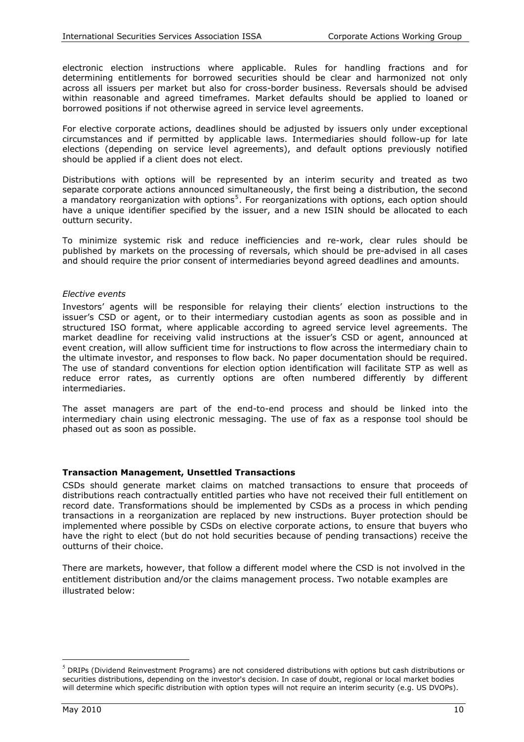electronic election instructions where applicable. Rules for handling fractions and for determining entitlements for borrowed securities should be clear and harmonized not only across all issuers per market but also for cross-border business. Reversals should be advised within reasonable and agreed timeframes. Market defaults should be applied to loaned or borrowed positions if not otherwise agreed in service level agreements.

For elective corporate actions, deadlines should be adjusted by issuers only under exceptional circumstances and if permitted by applicable laws. Intermediaries should follow-up for late elections (depending on service level agreements), and default options previously notified should be applied if a client does not elect.

Distributions with options will be represented by an interim security and treated as two separate corporate actions announced simultaneously, the first being a distribution, the second a mandatory reorganization with options[5]. For reorganizations with options, each option should have a unique identifier specified by the issuer, and a new ISIN should be allocated to each outturn security.

To minimize systemic risk and reduce inefficiencies and re-work, clear rules should be published by markets on the processing of reversals, which should be pre-advised in all cases and should require the prior consent of intermediaries beyond agreed deadlines and amounts.

*Elective events*

Investors' agents will be responsible for relaying their clients' election instructions to the issuer's CSD or agent, or to their intermediary custodian agents as soon as possible and in structured ISO format, where applicable according to agreed service level agreements. The market deadline for receiving valid instructions at the issuer's CSD or agent, announced at event creation, will allow sufficient time for instructions to flow across the intermediary chain to the ultimate investor, and responses to flow back. No paper documentation should be required. The use of standard conventions for election option identification will facilitate STP as well as reduce error rates, as currently options are often numbered differently by different intermediaries.

The asset managers are part of the end-to-end process and should be linked into the intermediary chain using electronic messaging. The use of fax as a response tool should be phased out as soon as possible.

**Transaction Management, Unsettled Transactions**

CSDs should generate market claims on matched transactions to ensure that proceeds of distributions reach contractually entitled parties who have not received their full entitlement on record date. Transformations should be implemented by CSDs as a process in which pending transactions in a reorganization are replaced by new instructions. Buyer protection should be implemented where possible by CSDs on elective corporate actions, to ensure that buyers who have the right to elect (but do not hold securities because of pending transactions) receive the outturns of their choice.

There are markets, however, that follow a different model where the CSD is not involved in the entitlement distribution and/or the claims management process. Two notable examples are illustrated below:

[5] DRIPs (Dividend Reinvestment Programs) are not considered distributions with options but cash distributions or securities distributions, depending on the investor's decision. In case of doubt, regional or local market bodies will determine which specific distribution with option types will not require an interim security (e.g. US DVOPs).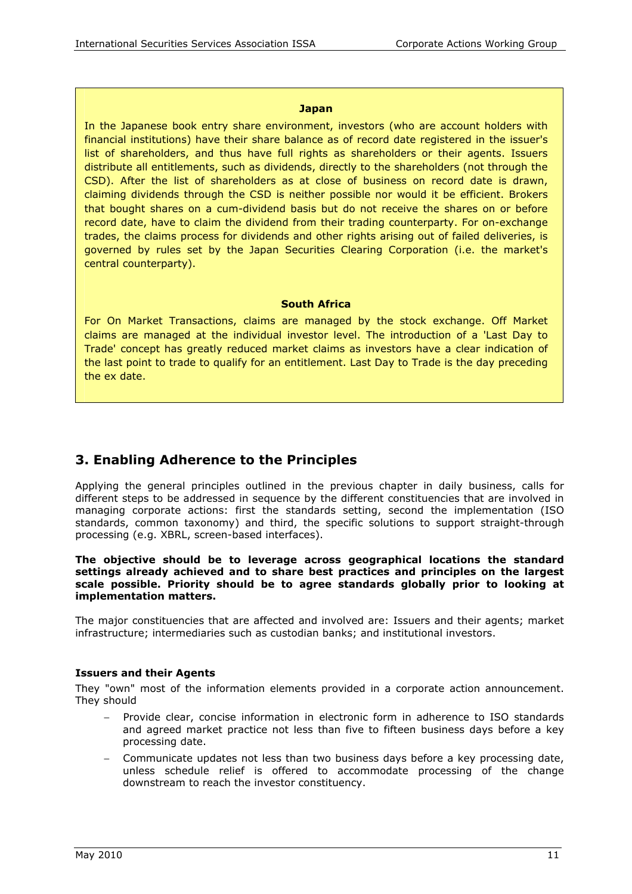**Japan**

In the Japanese book entry share environment, investors (who are account holders with financial institutions) have their share balance as of record date registered in the issuer's list of shareholders, and thus have full rights as shareholders or their agents. Issuers distribute all entitlements, such as dividends, directly to the shareholders (not through the CSD). After the list of shareholders as at close of business on record date is drawn, claiming dividends through the CSD is neither possible nor would it be efficient. Brokers that bought shares on a cum-dividend basis but do not receive the shares on or before record date, have to claim the dividend from their trading counterparty. For on-exchange trades, the claims process for dividends and other rights arising out of failed deliveries, is governed by rules set by the Japan Securities Clearing Corporation (i.e. the market's central counterparty).

**South Africa**

For On Market Transactions, claims are managed by the stock exchange. Off Market claims are managed at the individual investor level. The introduction of a 'Last Day to Trade' concept has greatly reduced market claims as investors have a clear indication of the last point to trade to qualify for an entitlement. Last Day to Trade is the day preceding the ex date.

## 3. Enabling Adherence to the Principles

Applying the general principles outlined in the previous chapter in daily business, calls for different steps to be addressed in sequence by the different constituencies that are involved in managing corporate actions: first the standards setting, second the implementation (ISO standards, common taxonomy) and third, the specific solutions to support straight-through processing (e.g. XBRL, screen-based interfaces).

**The objective should be to leverage across geographical locations the standard settings already achieved and to share best practices and principles on the largest scale possible. Priority should be to agree standards globally prior to looking at implementation matters.**

The major constituencies that are affected and involved are: Issuers and their agents; market infrastructure; intermediaries such as custodian banks; and institutional investors.

**Issuers and their Agents**

They "own" most of the information elements provided in a corporate action announcement. They should

- Provide clear, concise information in electronic form in adherence to ISO standards and agreed market practice not less than five to fifteen business days before a key processing date.
- Communicate updates not less than two business days before a key processing date, unless schedule relief is offered to accommodate processing of the change downstream to reach the investor constituency.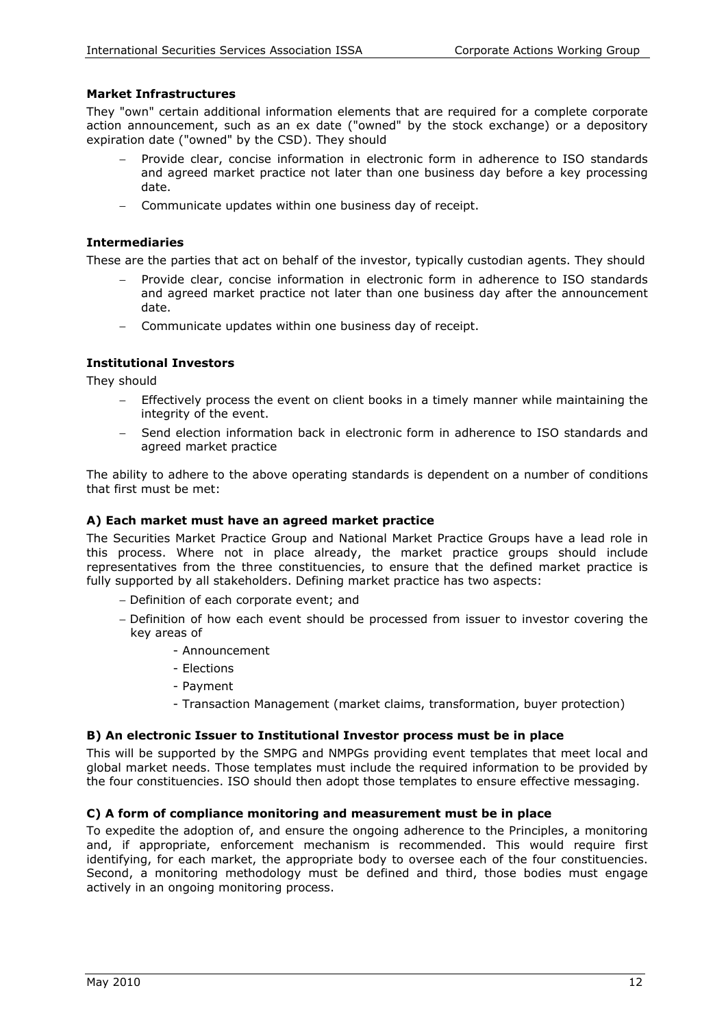**Market Infrastructures**

They "own" certain additional information elements that are required for a complete corporate action announcement, such as an ex date ("owned" by the stock exchange) or a depository expiration date ("owned" by the CSD). They should

- Provide clear, concise information in electronic form in adherence to ISO standards and agreed market practice not later than one business day before a key processing date.
- Communicate updates within one business day of receipt.

**Intermediaries**

These are the parties that act on behalf of the investor, typically custodian agents. They should

- Provide clear, concise information in electronic form in adherence to ISO standards and agreed market practice not later than one business day after the announcement date.
- Communicate updates within one business day of receipt.

**Institutional Investors**

They should

- Effectively process the event on client books in a timely manner while maintaining the integrity of the event.
- Send election information back in electronic form in adherence to ISO standards and agreed market practice

The ability to adhere to the above operating standards is dependent on a number of conditions that first must be met:

**A) Each market must have an agreed market practice**

The Securities Market Practice Group and National Market Practice Groups have a lead role in this process. Where not in place already, the market practice groups should include representatives from the three constituencies, to ensure that the defined market practice is fully supported by all stakeholders. Defining market practice has two aspects:

- Definition of each corporate event; and
- Definition of how each event should be processed from issuer to investor covering the key areas of
  - Announcement
  - Elections
  - Payment
  - Transaction Management (market claims, transformation, buyer protection)

**B) An electronic Issuer to Institutional Investor process must be in place**

This will be supported by the SMPG and NMPGs providing event templates that meet local and global market needs. Those templates must include the required information to be provided by the four constituencies. ISO should then adopt those templates to ensure effective messaging.

**C) A form of compliance monitoring and measurement must be in place**

To expedite the adoption of, and ensure the ongoing adherence to the Principles, a monitoring and, if appropriate, enforcement mechanism is recommended. This would require first identifying, for each market, the appropriate body to oversee each of the four constituencies. Second, a monitoring methodology must be defined and third, those bodies must engage actively in an ongoing monitoring process.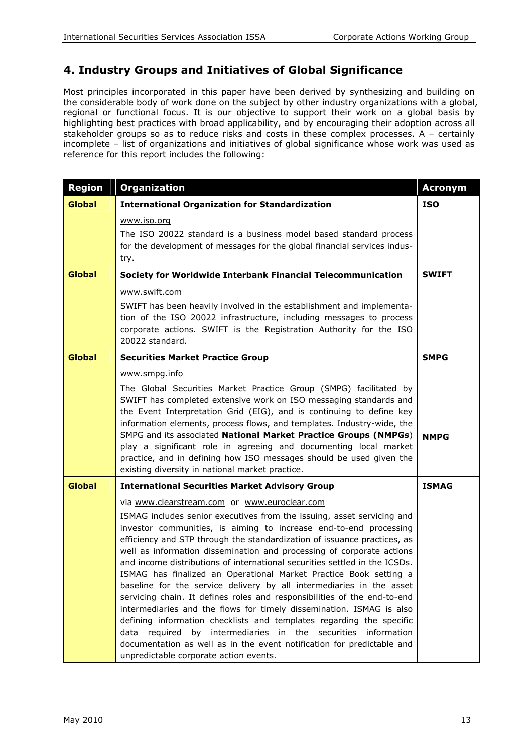## 4. Industry Groups and Initiatives of Global Significance

Most principles incorporated in this paper have been derived by synthesizing and building on the considerable body of work done on the subject by other industry organizations with a global, regional or functional focus. It is our objective to support their work on a global basis by highlighting best practices with broad applicability, and by encouraging their adoption across all stakeholder groups so as to reduce risks and costs in these complex processes. A – certainly incomplete – list of organizations and initiatives of global significance whose work was used as reference for this report includes the following:

| Region | Organization | Acronym |
|---|---|---|
| **Global** | **International Organization for Standardization**<br>www.iso.org<br>The ISO 20022 standard is a business model based standard process for the development of messages for the global financial services industry. | **ISO** |
| **Global** | **Society for Worldwide Interbank Financial Telecommunication**<br>www.swift.com<br>SWIFT has been heavily involved in the establishment and implementation of the ISO 20022 infrastructure, including messages to process corporate actions. SWIFT is the Registration Authority for the ISO 20022 standard. | **SWIFT** |
| **Global** | **Securities Market Practice Group**<br>www.smpg.info<br>The Global Securities Market Practice Group (SMPG) facilitated by SWIFT has completed extensive work on ISO messaging standards and the Event Interpretation Grid (EIG), and is continuing to define key information elements, process flows, and templates. Industry-wide, the SMPG and its associated **National Market Practice Groups (NMPGs**) play a significant role in agreeing and documenting local market practice, and in defining how ISO messages should be used given the existing diversity in national market practice. | **SMPG**<br><br>**NMPG** |
| **Global** | **International Securities Market Advisory Group**<br>via www.clearstream.com or www.euroclear.com<br>ISMAG includes senior executives from the issuing, asset servicing and investor communities, is aiming to increase end-to-end processing efficiency and STP through the standardization of issuance practices, as well as information dissemination and processing of corporate actions and income distributions of international securities settled in the ICSDs. ISMAG has finalized an Operational Market Practice Book setting a baseline for the service delivery by all intermediaries in the asset servicing chain. It defines roles and responsibilities of the end-to-end intermediaries and the flows for timely dissemination. ISMAG is also defining information checklists and templates regarding the specific data required by intermediaries in the securities information documentation as well as in the event notification for predictable and unpredictable corporate action events. | **ISMAG** |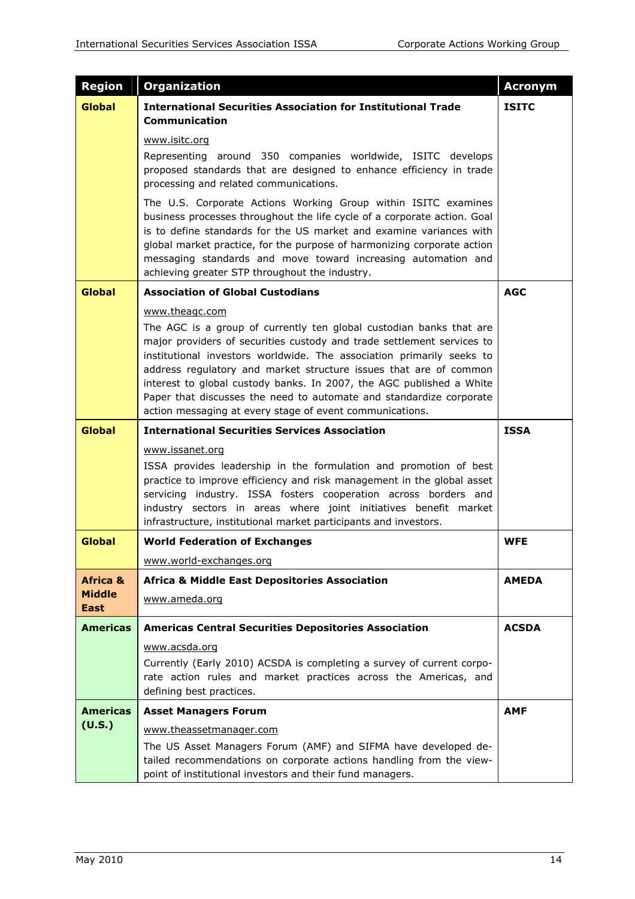| Region | Organization | Acronym |
|---|---|---|
| **Global** | **International Securities Association for Institutional Trade Communication**<br><br>www.isitc.org<br>Representing around 350 companies worldwide, ISITC develops proposed standards that are designed to enhance efficiency in trade processing and related communications.<br><br>The U.S. Corporate Actions Working Group within ISITC examines business processes throughout the life cycle of a corporate action. Goal is to define standards for the US market and examine variances with global market practice, for the purpose of harmonizing corporate action messaging standards and move toward increasing automation and achieving greater STP throughout the industry. | **ISITC** |
| **Global** | **Association of Global Custodians**<br><br>www.theagc.com<br>The AGC is a group of currently ten global custodian banks that are major providers of securities custody and trade settlement services to institutional investors worldwide. The association primarily seeks to address regulatory and market structure issues that are of common interest to global custody banks. In 2007, the AGC published a White Paper that discusses the need to automate and standardize corporate action messaging at every stage of event communications. | **AGC** |
| **Global** | **International Securities Services Association**<br><br>www.issanet.org<br>ISSA provides leadership in the formulation and promotion of best practice to improve efficiency and risk management in the global asset servicing industry. ISSA fosters cooperation across borders and industry sectors in areas where joint initiatives benefit market infrastructure, institutional market participants and investors. | **ISSA** |
| **Global** | **World Federation of Exchanges**<br><br>www.world-exchanges.org | **WFE** |
| **Africa & Middle East** | **Africa & Middle East Depositories Association**<br><br>www.ameda.org | **AMEDA** |
| **Americas** | **Americas Central Securities Depositories Association**<br><br>www.acsda.org<br>Currently (Early 2010) ACSDA is completing a survey of current corporate action rules and market practices across the Americas, and defining best practices. | **ACSDA** |
| **Americas (U.S.)** | **Asset Managers Forum**<br><br>www.theassetmanager.com<br>The US Asset Managers Forum (AMF) and SIFMA have developed detailed recommendations on corporate actions handling from the viewpoint of institutional investors and their fund managers. | **AMF** |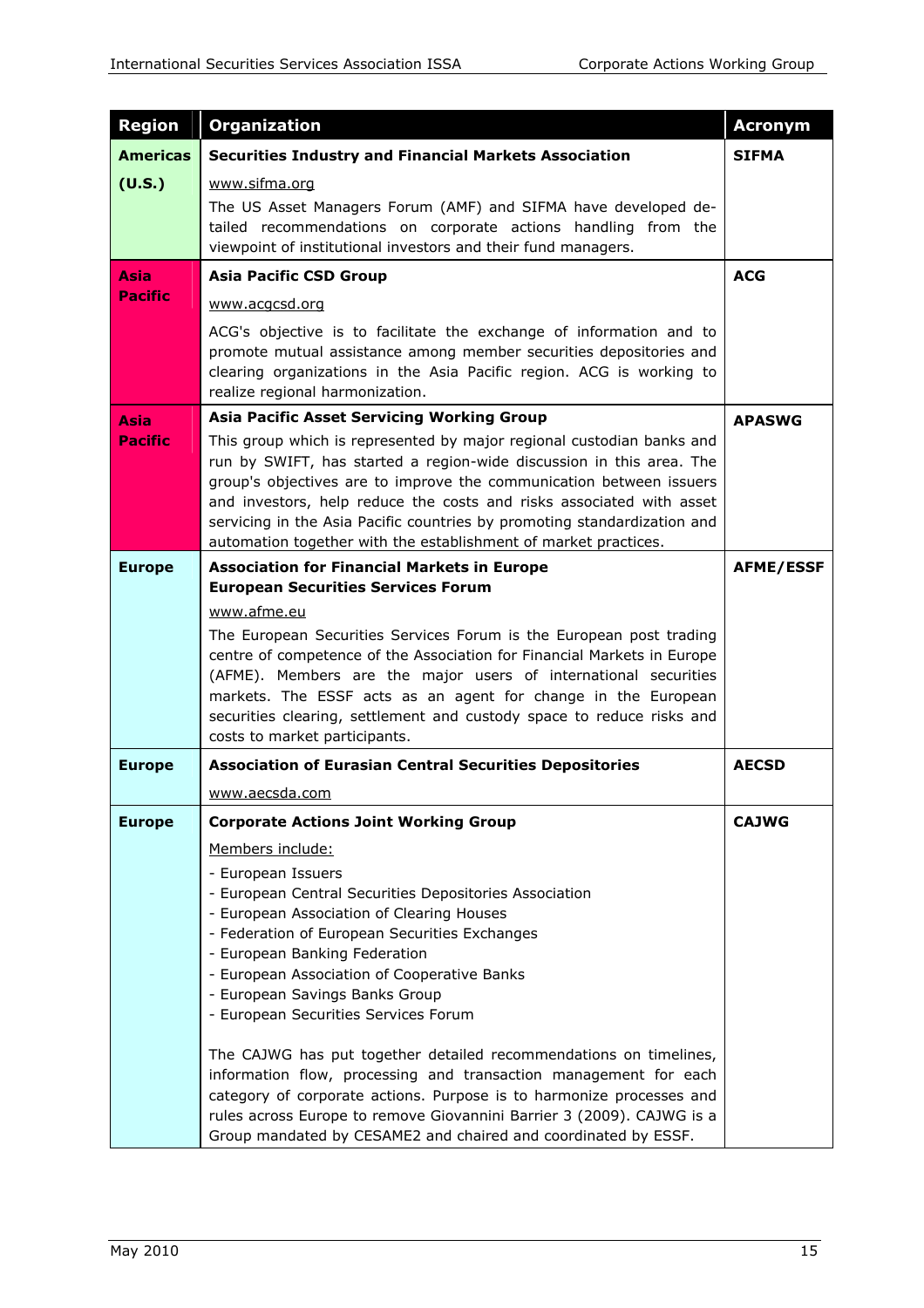| Region | Organization | Acronym |
|---|---|---|
| **Americas (U.S.)** | **Securities Industry and Financial Markets Association**<br><br>www.sifma.org<br><br>The US Asset Managers Forum (AMF) and SIFMA have developed detailed recommendations on corporate actions handling from the viewpoint of institutional investors and their fund managers. | **SIFMA** |
| **Asia Pacific** | **Asia Pacific CSD Group**<br><br>www.acgcsd.org<br><br>ACG's objective is to facilitate the exchange of information and to promote mutual assistance among member securities depositories and clearing organizations in the Asia Pacific region. ACG is working to realize regional harmonization. | **ACG** |
| **Asia Pacific** | **Asia Pacific Asset Servicing Working Group**<br><br>This group which is represented by major regional custodian banks and run by SWIFT, has started a region-wide discussion in this area. The group's objectives are to improve the communication between issuers and investors, help reduce the costs and risks associated with asset servicing in the Asia Pacific countries by promoting standardization and automation together with the establishment of market practices. | **APASWG** |
| **Europe** | **Association for Financial Markets in Europe**<br>**European Securities Services Forum**<br><br>www.afme.eu<br><br>The European Securities Services Forum is the European post trading centre of competence of the Association for Financial Markets in Europe (AFME). Members are the major users of international securities markets. The ESSF acts as an agent for change in the European securities clearing, settlement and custody space to reduce risks and costs to market participants. | **AFME/ESSF** |
| **Europe** | **Association of Eurasian Central Securities Depositories**<br><br>www.aecsda.com | **AECSD** |
| **Europe** | **Corporate Actions Joint Working Group**<br><br>Members include:<br><br>- European Issuers<br>- European Central Securities Depositories Association<br>- European Association of Clearing Houses<br>- Federation of European Securities Exchanges<br>- European Banking Federation<br>- European Association of Cooperative Banks<br>- European Savings Banks Group<br>- European Securities Services Forum<br><br>The CAJWG has put together detailed recommendations on timelines, information flow, processing and transaction management for each category of corporate actions. Purpose is to harmonize processes and rules across Europe to remove Giovannini Barrier 3 (2009). CAJWG is a Group mandated by CESAME2 and chaired and coordinated by ESSF. | **CAJWG** |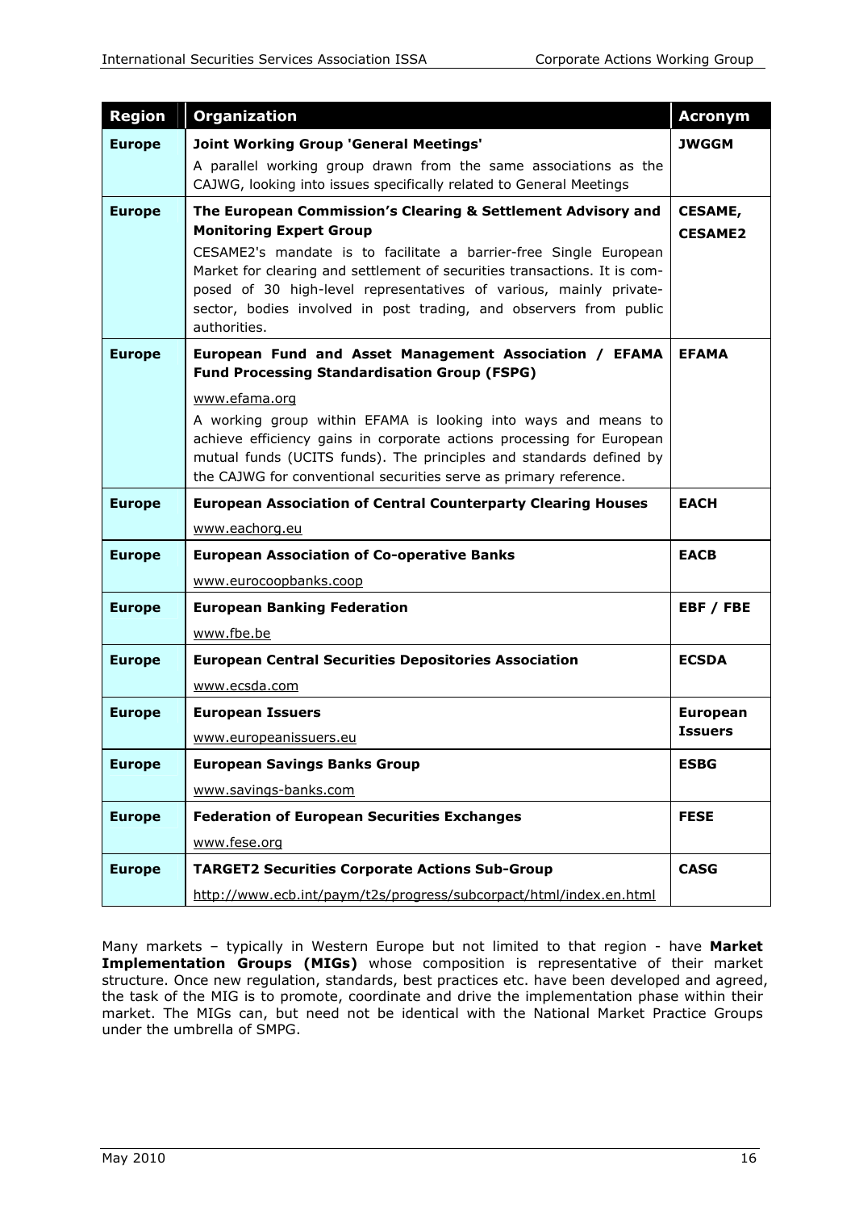| Region | Organization | Acronym |
|---|---|---|
| **Europe** | **Joint Working Group 'General Meetings'**<br>A parallel working group drawn from the same associations as the CAJWG, looking into issues specifically related to General Meetings | **JWGGM** |
| **Europe** | **The European Commission's Clearing & Settlement Advisory and Monitoring Expert Group**<br>CESAME2's mandate is to facilitate a barrier-free Single European Market for clearing and settlement of securities transactions. It is composed of 30 high-level representatives of various, mainly private-sector, bodies involved in post trading, and observers from public authorities. | **CESAME, CESAME2** |
| **Europe** | **European Fund and Asset Management Association / EFAMA Fund Processing Standardisation Group (FSPG)**<br>www.efama.org<br>A working group within EFAMA is looking into ways and means to achieve efficiency gains in corporate actions processing for European mutual funds (UCITS funds). The principles and standards defined by the CAJWG for conventional securities serve as primary reference. | **EFAMA** |
| **Europe** | **European Association of Central Counterparty Clearing Houses**<br>www.eachorg.eu | **EACH** |
| **Europe** | **European Association of Co-operative Banks**<br>www.eurocoopbanks.coop | **EACB** |
| **Europe** | **European Banking Federation**<br>www.fbe.be | **EBF / FBE** |
| **Europe** | **European Central Securities Depositories Association**<br>www.ecsda.com | **ECSDA** |
| **Europe** | **European Issuers**<br>www.europeanissuers.eu | **European Issuers** |
| **Europe** | **European Savings Banks Group**<br>www.savings-banks.com | **ESBG** |
| **Europe** | **Federation of European Securities Exchanges**<br>www.fese.org | **FESE** |
| **Europe** | **TARGET2 Securities Corporate Actions Sub-Group**<br>http://www.ecb.int/paym/t2s/progress/subcorpact/html/index.en.html | **CASG** |

Many markets – typically in Western Europe but not limited to that region - have **Market Implementation Groups (MIGs)** whose composition is representative of their market structure. Once new regulation, standards, best practices etc. have been developed and agreed, the task of the MIG is to promote, coordinate and drive the implementation phase within their market. The MIGs can, but need not be identical with the National Market Practice Groups under the umbrella of SMPG.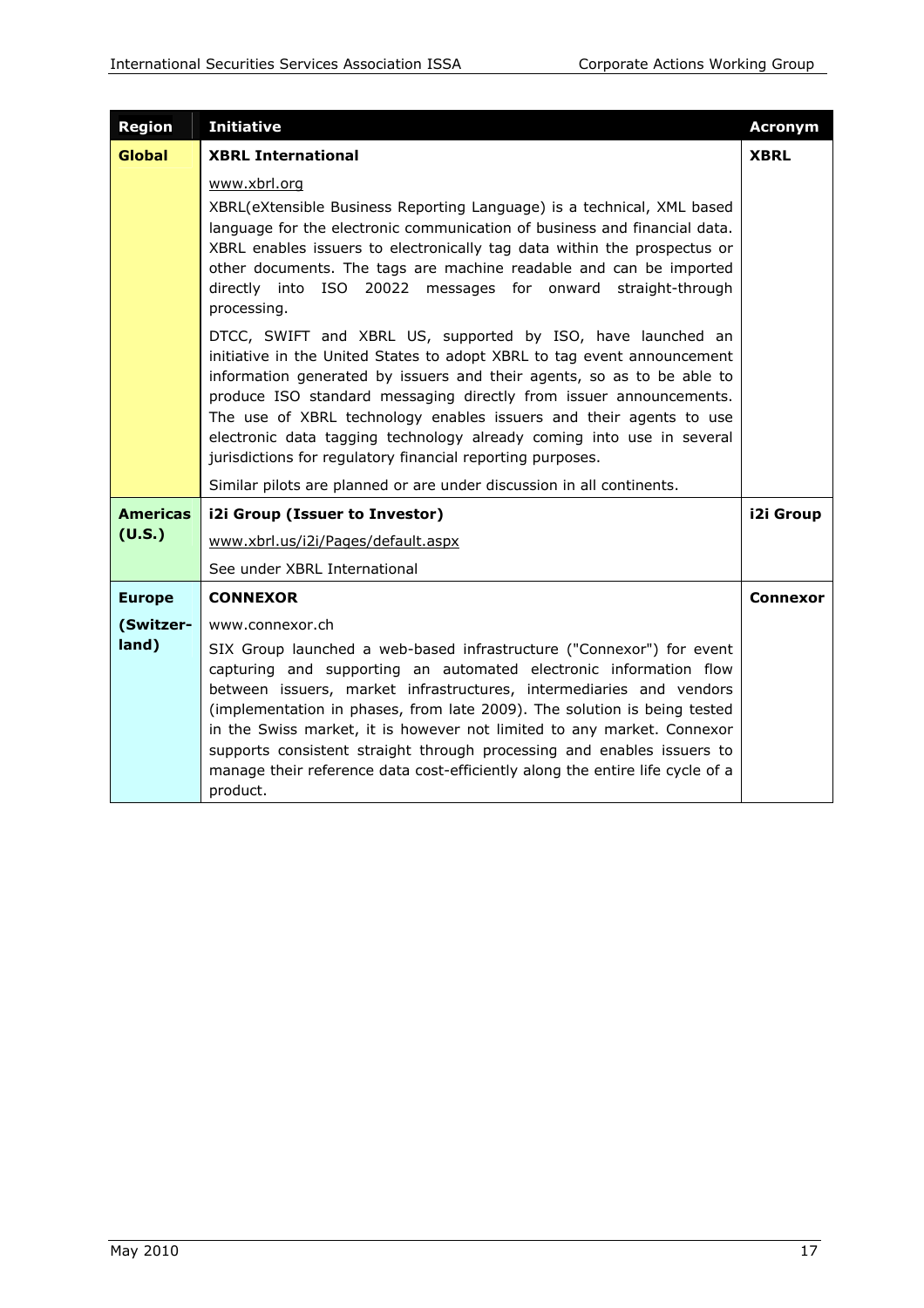| Region | Initiative | Acronym |
|---|---|---|
| **Global** | **XBRL International**<br><br>www.xbrl.org<br><br>XBRL(eXtensible Business Reporting Language) is a technical, XML based language for the electronic communication of business and financial data. XBRL enables issuers to electronically tag data within the prospectus or other documents. The tags are machine readable and can be imported directly into ISO 20022 messages for onward straight-through processing.<br><br>DTCC, SWIFT and XBRL US, supported by ISO, have launched an initiative in the United States to adopt XBRL to tag event announcement information generated by issuers and their agents, so as to be able to produce ISO standard messaging directly from issuer announcements. The use of XBRL technology enables issuers and their agents to use electronic data tagging technology already coming into use in several jurisdictions for regulatory financial reporting purposes.<br><br>Similar pilots are planned or are under discussion in all continents. | **XBRL** |
| **Americas (U.S.)** | **i2i Group (Issuer to Investor)**<br><br>www.xbrl.us/i2i/Pages/default.aspx<br><br>See under XBRL International | **i2i Group** |
| **Europe (Switzer-land)** | **CONNEXOR**<br><br>www.connexor.ch<br><br>SIX Group launched a web-based infrastructure ("Connexor") for event capturing and supporting an automated electronic information flow between issuers, market infrastructures, intermediaries and vendors (implementation in phases, from late 2009). The solution is being tested in the Swiss market, it is however not limited to any market. Connexor supports consistent straight through processing and enables issuers to manage their reference data cost-efficiently along the entire life cycle of a product. | **Connexor** |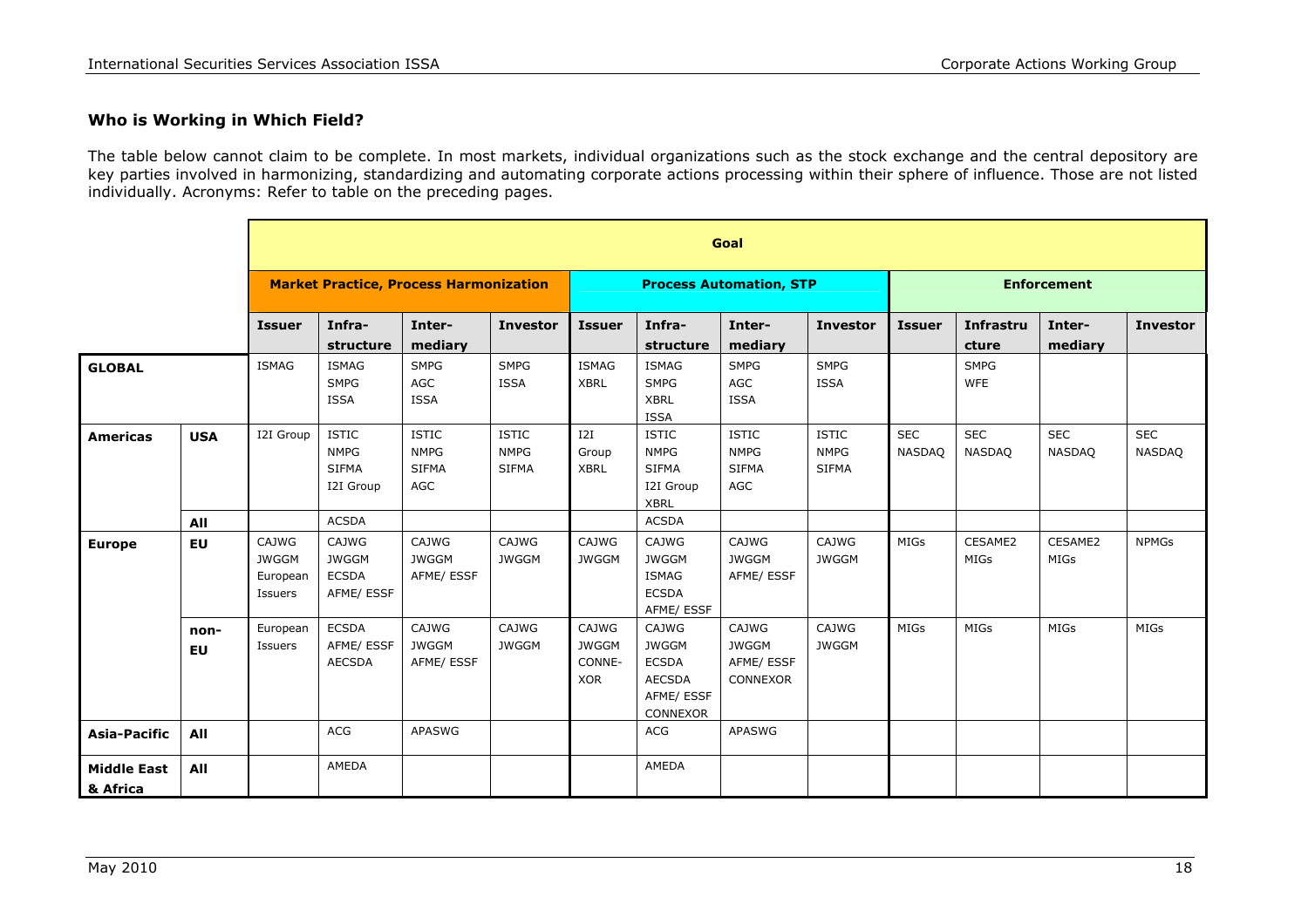### Who is Working in Which Field?

The table below cannot claim to be complete. In most markets, individual organizations such as the stock exchange and the central depository are key parties involved in harmonizing, standardizing and automating corporate actions processing within their sphere of influence. Those are not listed individually. Acronyms: Refer to table on the preceding pages.

| | | Goal | | | | | | | | | | | |
|---|---|---|---|---|---|---|---|---|---|---|---|---|---|
| | | **Market Practice, Process Harmonization** | | | | **Process Automation, STP** | | | | **Enforcement** | | | |
| | | **Issuer** | **Infra-structure** | **Inter-mediary** | **Investor** | **Issuer** | **Infra-structure** | **Inter-mediary** | **Investor** | **Issuer** | **Infrastructure** | **Inter-mediary** | **Investor** |
| **GLOBAL** | | ISMAG | ISMAG SMPG ISSA | SMPG AGC ISSA | SMPG ISSA | ISMAG XBRL | ISMAG SMPG XBRL ISSA | SMPG AGC ISSA | SMPG ISSA | | SMPG WFE | | |
| **Americas** | **USA** | I2I Group | ISTIC NMPG SIFMA I2I Group | ISTIC NMPG SIFMA AGC | ISTIC NMPG SIFMA | I2I Group XBRL | ISTIC NMPG SIFMA I2I Group XBRL | ISTIC NMPG SIFMA AGC | ISTIC NMPG SIFMA | SEC NASDAQ | SEC NASDAQ | SEC NASDAQ | SEC NASDAQ |
| | **All** | | ACSDA | | | | ACSDA | | | | | | |
| **Europe** | **EU** | CAJWG JWGGM European Issuers | CAJWG JWGGM ECSDA AFME/ ESSF | CAJWG JWGGM AFME/ ESSF | CAJWG JWGGM | CAJWG JWGGM | CAJWG JWGGM ISMAG ECSDA AFME/ ESSF | CAJWG JWGGM AFME/ ESSF | CAJWG JWGGM | MIGs | CESAME2 MIGs | CESAME2 MIGs | NPMGs |
| | **non-EU** | European Issuers | ECSDA AFME/ ESSF AECSDA | CAJWG JWGGM AFME/ ESSF | CAJWG JWGGM | CAJWG JWGGM CONNE-XOR | CAJWG JWGGM ECSDA AECSDA AFME/ ESSF CONNEXOR | CAJWG JWGGM AFME/ ESSF CONNEXOR | CAJWG JWGGM | MIGs | MIGs | MIGs | MIGs |
| **Asia-Pacific** | **All** | | ACG | APASWG | | | ACG | APASWG | | | | | |
| **Middle East & Africa** | **All** | | AMEDA | | | | AMEDA | | | | | | |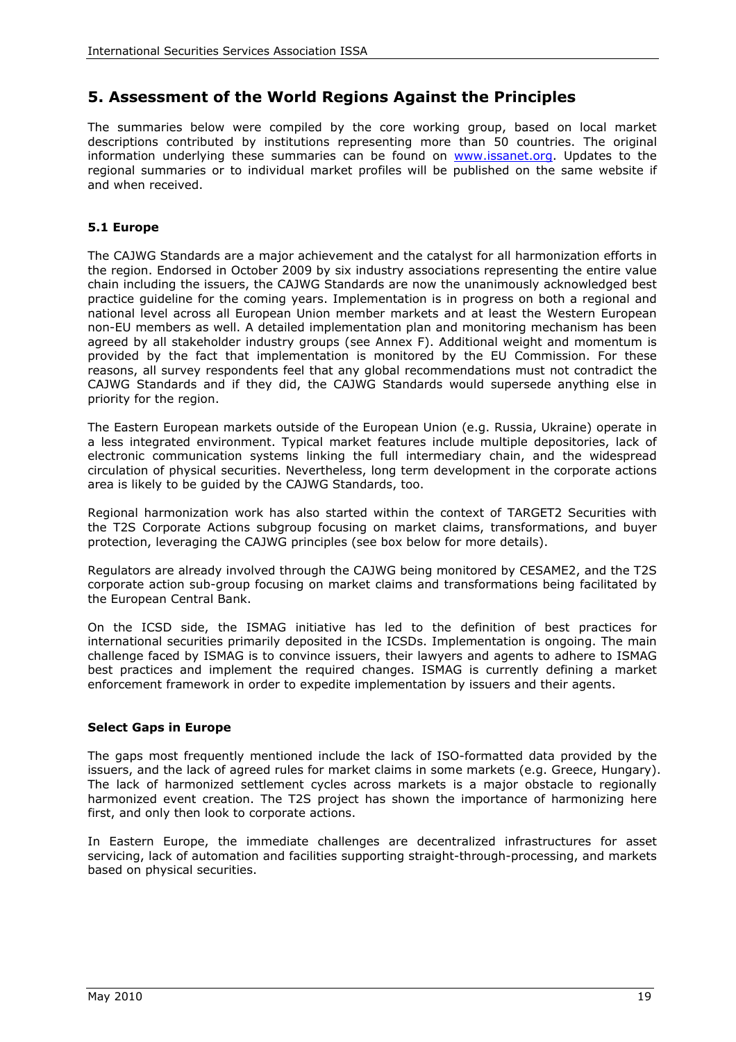## 5. Assessment of the World Regions Against the Principles

The summaries below were compiled by the core working group, based on local market descriptions contributed by institutions representing more than 50 countries. The original information underlying these summaries can be found on www.issanet.org. Updates to the regional summaries or to individual market profiles will be published on the same website if and when received.

### 5.1 Europe

The CAJWG Standards are a major achievement and the catalyst for all harmonization efforts in the region. Endorsed in October 2009 by six industry associations representing the entire value chain including the issuers, the CAJWG Standards are now the unanimously acknowledged best practice guideline for the coming years. Implementation is in progress on both a regional and national level across all European Union member markets and at least the Western European non-EU members as well. A detailed implementation plan and monitoring mechanism has been agreed by all stakeholder industry groups (see Annex F). Additional weight and momentum is provided by the fact that implementation is monitored by the EU Commission. For these reasons, all survey respondents feel that any global recommendations must not contradict the CAJWG Standards and if they did, the CAJWG Standards would supersede anything else in priority for the region.

The Eastern European markets outside of the European Union (e.g. Russia, Ukraine) operate in a less integrated environment. Typical market features include multiple depositories, lack of electronic communication systems linking the full intermediary chain, and the widespread circulation of physical securities. Nevertheless, long term development in the corporate actions area is likely to be guided by the CAJWG Standards, too.

Regional harmonization work has also started within the context of TARGET2 Securities with the T2S Corporate Actions subgroup focusing on market claims, transformations, and buyer protection, leveraging the CAJWG principles (see box below for more details).

Regulators are already involved through the CAJWG being monitored by CESAME2, and the T2S corporate action sub-group focusing on market claims and transformations being facilitated by the European Central Bank.

On the ICSD side, the ISMAG initiative has led to the definition of best practices for international securities primarily deposited in the ICSDs. Implementation is ongoing. The main challenge faced by ISMAG is to convince issuers, their lawyers and agents to adhere to ISMAG best practices and implement the required changes. ISMAG is currently defining a market enforcement framework in order to expedite implementation by issuers and their agents.

**Select Gaps in Europe**

The gaps most frequently mentioned include the lack of ISO-formatted data provided by the issuers, and the lack of agreed rules for market claims in some markets (e.g. Greece, Hungary). The lack of harmonized settlement cycles across markets is a major obstacle to regionally harmonized event creation. The T2S project has shown the importance of harmonizing here first, and only then look to corporate actions.

In Eastern Europe, the immediate challenges are decentralized infrastructures for asset servicing, lack of automation and facilities supporting straight-through-processing, and markets based on physical securities.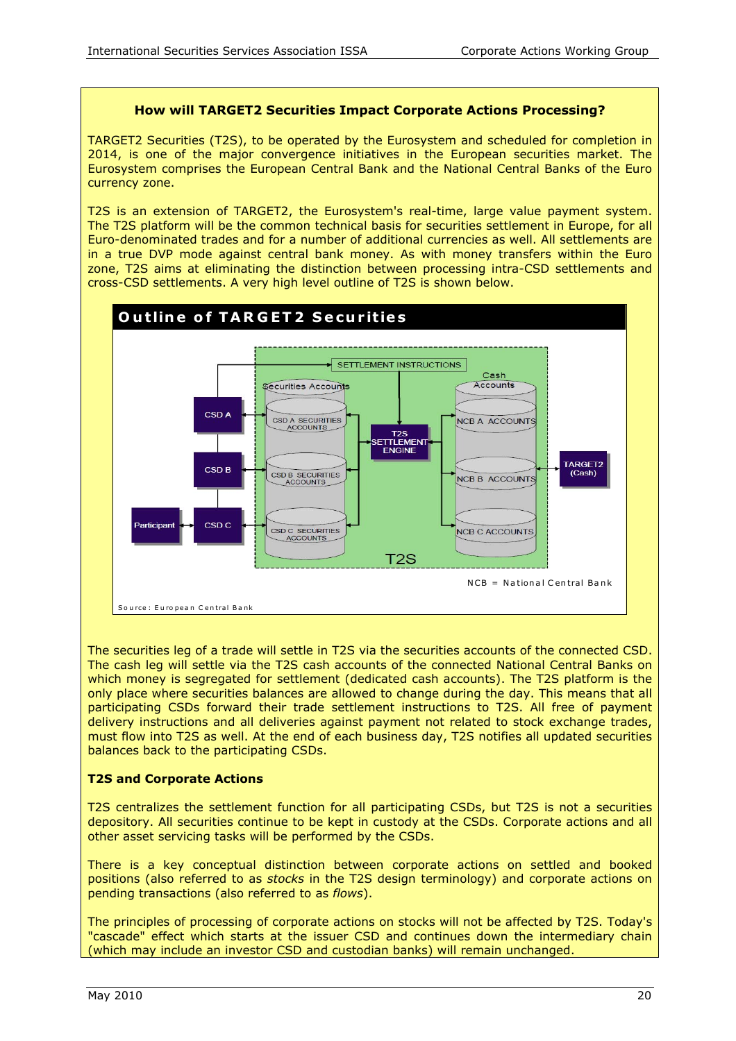**How will TARGET2 Securities Impact Corporate Actions Processing?**

TARGET2 Securities (T2S), to be operated by the Eurosystem and scheduled for completion in 2014, is one of the major convergence initiatives in the European securities market. The Eurosystem comprises the European Central Bank and the National Central Banks of the Euro currency zone.

T2S is an extension of TARGET2, the Eurosystem's real-time, large value payment system. The T2S platform will be the common technical basis for securities settlement in Europe, for all Euro-denominated trades and for a number of additional currencies as well. All settlements are in a true DVP mode against central bank money. As with money transfers within the Euro zone, T2S aims at eliminating the distinction between processing intra-CSD settlements and cross-CSD settlements. A very high level outline of T2S is shown below.

**Outline of TARGET2 Securities**

SETTLEMENT INSTRUCTIONS

Securities Accounts: CSD A SECURITIES ACCOUNTS; CSD B SECURITIES ACCOUNTS; CSD C SECURITIES ACCOUNTS

T2S SETTLEMENT ENGINE

Cash Accounts: NCB A ACCOUNTS; NCB B ACCOUNTS; NCB C ACCOUNTS

CSD A; CSD B; CSD C; Participant; TARGET2 (Cash)

T2S

NCB = National Central Bank

Source: European Central Bank

The securities leg of a trade will settle in T2S via the securities accounts of the connected CSD. The cash leg will settle via the T2S cash accounts of the connected National Central Banks on which money is segregated for settlement (dedicated cash accounts). The T2S platform is the only place where securities balances are allowed to change during the day. This means that all participating CSDs forward their trade settlement instructions to T2S. All free of payment delivery instructions and all deliveries against payment not related to stock exchange trades, must flow into T2S as well. At the end of each business day, T2S notifies all updated securities balances back to the participating CSDs.

**T2S and Corporate Actions**

T2S centralizes the settlement function for all participating CSDs, but T2S is not a securities depository. All securities continue to be kept in custody at the CSDs. Corporate actions and all other asset servicing tasks will be performed by the CSDs.

There is a key conceptual distinction between corporate actions on settled and booked positions (also referred to as *stocks* in the T2S design terminology) and corporate actions on pending transactions (also referred to as *flows*).

The principles of processing of corporate actions on stocks will not be affected by T2S. Today's "cascade" effect which starts at the issuer CSD and continues down the intermediary chain (which may include an investor CSD and custodian banks) will remain unchanged.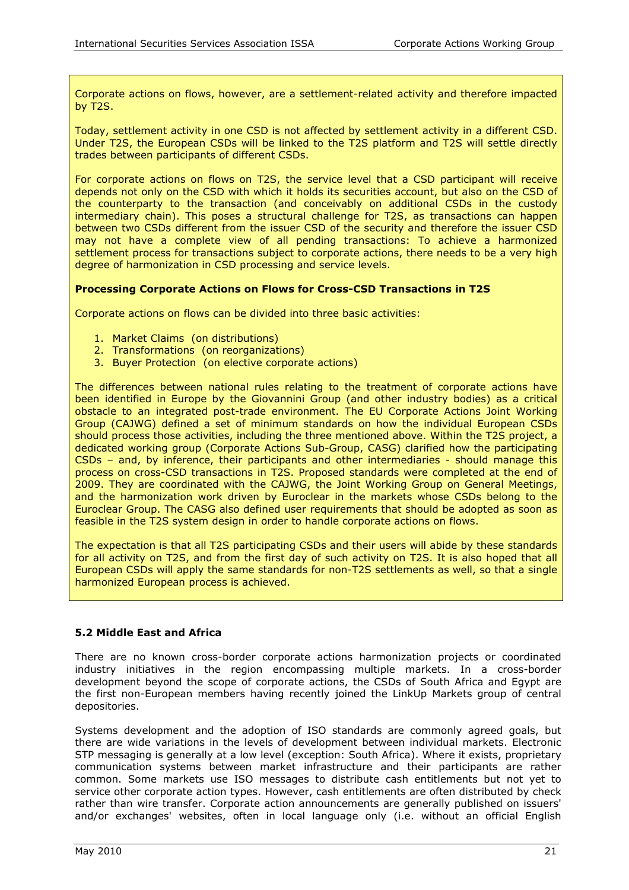Corporate actions on flows, however, are a settlement-related activity and therefore impacted by T2S.

Today, settlement activity in one CSD is not affected by settlement activity in a different CSD. Under T2S, the European CSDs will be linked to the T2S platform and T2S will settle directly trades between participants of different CSDs.

For corporate actions on flows on T2S, the service level that a CSD participant will receive depends not only on the CSD with which it holds its securities account, but also on the CSD of the counterparty to the transaction (and conceivably on additional CSDs in the custody intermediary chain). This poses a structural challenge for T2S, as transactions can happen between two CSDs different from the issuer CSD of the security and therefore the issuer CSD may not have a complete view of all pending transactions: To achieve a harmonized settlement process for transactions subject to corporate actions, there needs to be a very high degree of harmonization in CSD processing and service levels.

**Processing Corporate Actions on Flows for Cross-CSD Transactions in T2S**

Corporate actions on flows can be divided into three basic activities:

1. Market Claims (on distributions)
2. Transformations (on reorganizations)
3. Buyer Protection (on elective corporate actions)

The differences between national rules relating to the treatment of corporate actions have been identified in Europe by the Giovannini Group (and other industry bodies) as a critical obstacle to an integrated post-trade environment. The EU Corporate Actions Joint Working Group (CAJWG) defined a set of minimum standards on how the individual European CSDs should process those activities, including the three mentioned above. Within the T2S project, a dedicated working group (Corporate Actions Sub-Group, CASG) clarified how the participating CSDs – and, by inference, their participants and other intermediaries - should manage this process on cross-CSD transactions in T2S. Proposed standards were completed at the end of 2009. They are coordinated with the CAJWG, the Joint Working Group on General Meetings, and the harmonization work driven by Euroclear in the markets whose CSDs belong to the Euroclear Group. The CASG also defined user requirements that should be adopted as soon as feasible in the T2S system design in order to handle corporate actions on flows.

The expectation is that all T2S participating CSDs and their users will abide by these standards for all activity on T2S, and from the first day of such activity on T2S. It is also hoped that all European CSDs will apply the same standards for non-T2S settlements as well, so that a single harmonized European process is achieved.

### 5.2 Middle East and Africa

There are no known cross-border corporate actions harmonization projects or coordinated industry initiatives in the region encompassing multiple markets. In a cross-border development beyond the scope of corporate actions, the CSDs of South Africa and Egypt are the first non-European members having recently joined the LinkUp Markets group of central depositories.

Systems development and the adoption of ISO standards are commonly agreed goals, but there are wide variations in the levels of development between individual markets. Electronic STP messaging is generally at a low level (exception: South Africa). Where it exists, proprietary communication systems between market infrastructure and their participants are rather common. Some markets use ISO messages to distribute cash entitlements but not yet to service other corporate action types. However, cash entitlements are often distributed by check rather than wire transfer. Corporate action announcements are generally published on issuers' and/or exchanges' websites, often in local language only (i.e. without an official English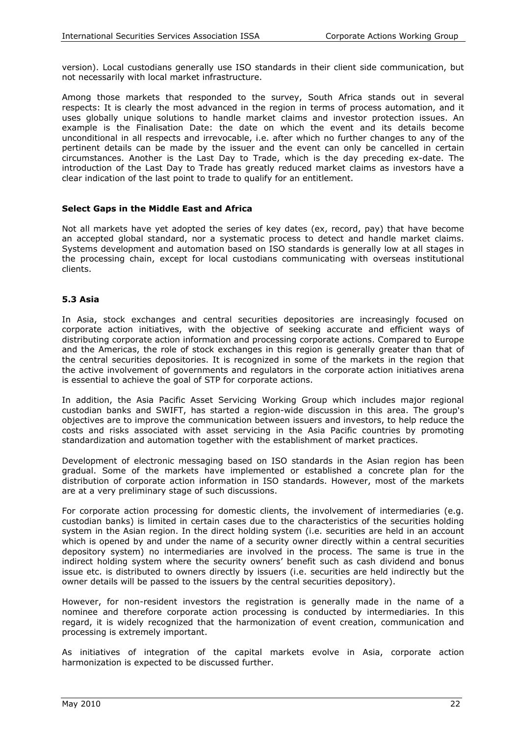version). Local custodians generally use ISO standards in their client side communication, but not necessarily with local market infrastructure.

Among those markets that responded to the survey, South Africa stands out in several respects: It is clearly the most advanced in the region in terms of process automation, and it uses globally unique solutions to handle market claims and investor protection issues. An example is the Finalisation Date: the date on which the event and its details become unconditional in all respects and irrevocable, i.e. after which no further changes to any of the pertinent details can be made by the issuer and the event can only be cancelled in certain circumstances. Another is the Last Day to Trade, which is the day preceding ex-date. The introduction of the Last Day to Trade has greatly reduced market claims as investors have a clear indication of the last point to trade to qualify for an entitlement.

**Select Gaps in the Middle East and Africa**

Not all markets have yet adopted the series of key dates (ex, record, pay) that have become an accepted global standard, nor a systematic process to detect and handle market claims. Systems development and automation based on ISO standards is generally low at all stages in the processing chain, except for local custodians communicating with overseas institutional clients.

### 5.3 Asia

In Asia, stock exchanges and central securities depositories are increasingly focused on corporate action initiatives, with the objective of seeking accurate and efficient ways of distributing corporate action information and processing corporate actions. Compared to Europe and the Americas, the role of stock exchanges in this region is generally greater than that of the central securities depositories. It is recognized in some of the markets in the region that the active involvement of governments and regulators in the corporate action initiatives arena is essential to achieve the goal of STP for corporate actions.

In addition, the Asia Pacific Asset Servicing Working Group which includes major regional custodian banks and SWIFT, has started a region-wide discussion in this area. The group's objectives are to improve the communication between issuers and investors, to help reduce the costs and risks associated with asset servicing in the Asia Pacific countries by promoting standardization and automation together with the establishment of market practices.

Development of electronic messaging based on ISO standards in the Asian region has been gradual. Some of the markets have implemented or established a concrete plan for the distribution of corporate action information in ISO standards. However, most of the markets are at a very preliminary stage of such discussions.

For corporate action processing for domestic clients, the involvement of intermediaries (e.g. custodian banks) is limited in certain cases due to the characteristics of the securities holding system in the Asian region. In the direct holding system (i.e. securities are held in an account which is opened by and under the name of a security owner directly within a central securities depository system) no intermediaries are involved in the process. The same is true in the indirect holding system where the security owners' benefit such as cash dividend and bonus issue etc. is distributed to owners directly by issuers (i.e. securities are held indirectly but the owner details will be passed to the issuers by the central securities depository).

However, for non-resident investors the registration is generally made in the name of a nominee and therefore corporate action processing is conducted by intermediaries. In this regard, it is widely recognized that the harmonization of event creation, communication and processing is extremely important.

As initiatives of integration of the capital markets evolve in Asia, corporate action harmonization is expected to be discussed further.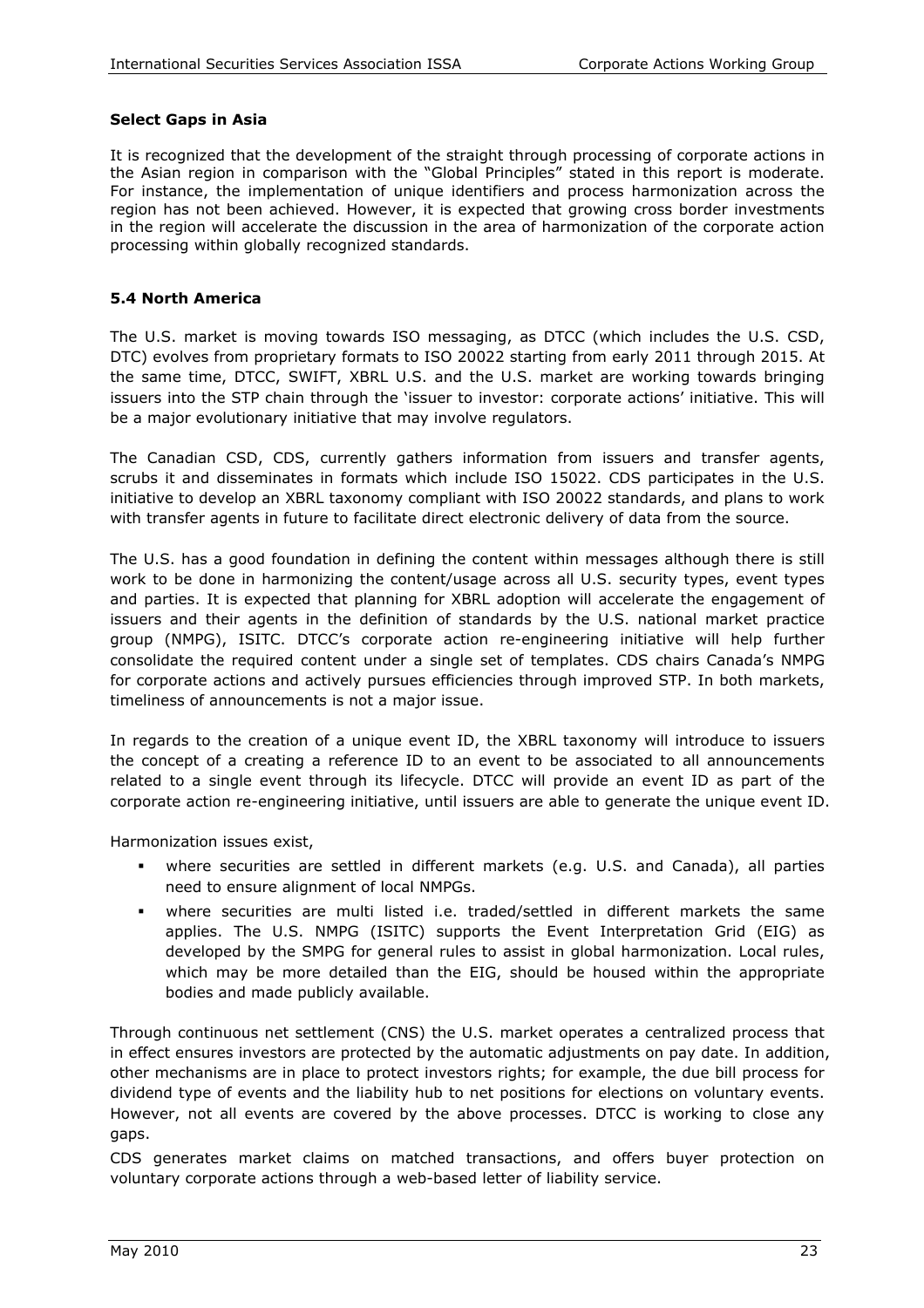**Select Gaps in Asia**

It is recognized that the development of the straight through processing of corporate actions in the Asian region in comparison with the "Global Principles" stated in this report is moderate. For instance, the implementation of unique identifiers and process harmonization across the region has not been achieved. However, it is expected that growing cross border investments in the region will accelerate the discussion in the area of harmonization of the corporate action processing within globally recognized standards.

### 5.4 North America

The U.S. market is moving towards ISO messaging, as DTCC (which includes the U.S. CSD, DTC) evolves from proprietary formats to ISO 20022 starting from early 2011 through 2015. At the same time, DTCC, SWIFT, XBRL U.S. and the U.S. market are working towards bringing issuers into the STP chain through the 'issuer to investor: corporate actions' initiative. This will be a major evolutionary initiative that may involve regulators.

The Canadian CSD, CDS, currently gathers information from issuers and transfer agents, scrubs it and disseminates in formats which include ISO 15022. CDS participates in the U.S. initiative to develop an XBRL taxonomy compliant with ISO 20022 standards, and plans to work with transfer agents in future to facilitate direct electronic delivery of data from the source.

The U.S. has a good foundation in defining the content within messages although there is still work to be done in harmonizing the content/usage across all U.S. security types, event types and parties. It is expected that planning for XBRL adoption will accelerate the engagement of issuers and their agents in the definition of standards by the U.S. national market practice group (NMPG), ISITC. DTCC's corporate action re-engineering initiative will help further consolidate the required content under a single set of templates. CDS chairs Canada's NMPG for corporate actions and actively pursues efficiencies through improved STP. In both markets, timeliness of announcements is not a major issue.

In regards to the creation of a unique event ID, the XBRL taxonomy will introduce to issuers the concept of a creating a reference ID to an event to be associated to all announcements related to a single event through its lifecycle. DTCC will provide an event ID as part of the corporate action re-engineering initiative, until issuers are able to generate the unique event ID.

Harmonization issues exist,

- where securities are settled in different markets (e.g. U.S. and Canada), all parties need to ensure alignment of local NMPGs.
- where securities are multi listed i.e. traded/settled in different markets the same applies. The U.S. NMPG (ISITC) supports the Event Interpretation Grid (EIG) as developed by the SMPG for general rules to assist in global harmonization. Local rules, which may be more detailed than the EIG, should be housed within the appropriate bodies and made publicly available.

Through continuous net settlement (CNS) the U.S. market operates a centralized process that in effect ensures investors are protected by the automatic adjustments on pay date. In addition, other mechanisms are in place to protect investors rights; for example, the due bill process for dividend type of events and the liability hub to net positions for elections on voluntary events. However, not all events are covered by the above processes. DTCC is working to close any gaps.

CDS generates market claims on matched transactions, and offers buyer protection on voluntary corporate actions through a web-based letter of liability service.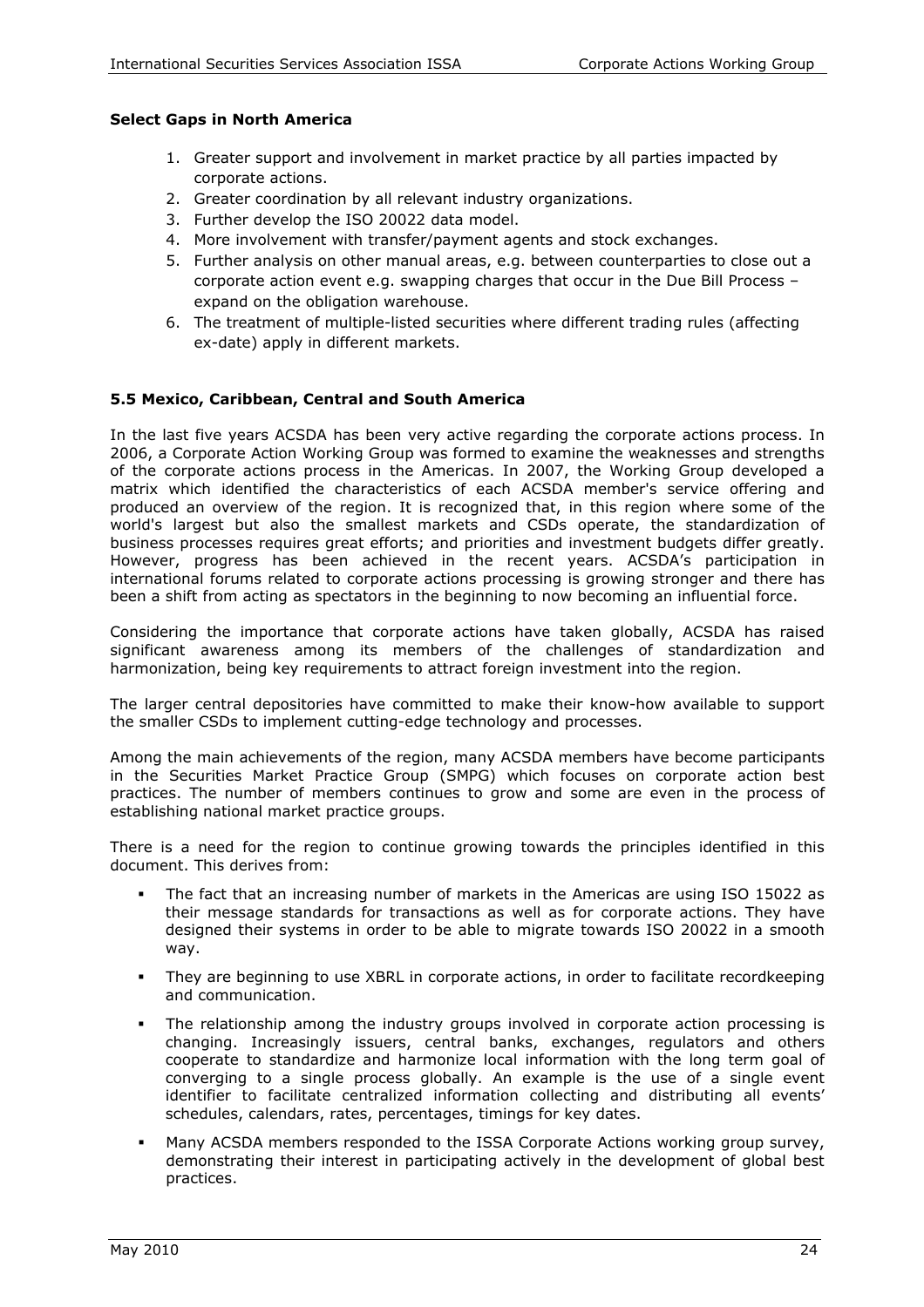**Select Gaps in North America**

1. Greater support and involvement in market practice by all parties impacted by corporate actions.
2. Greater coordination by all relevant industry organizations.
3. Further develop the ISO 20022 data model.
4. More involvement with transfer/payment agents and stock exchanges.
5. Further analysis on other manual areas, e.g. between counterparties to close out a corporate action event e.g. swapping charges that occur in the Due Bill Process – expand on the obligation warehouse.
6. The treatment of multiple-listed securities where different trading rules (affecting ex-date) apply in different markets.

### 5.5 Mexico, Caribbean, Central and South America

In the last five years ACSDA has been very active regarding the corporate actions process. In 2006, a Corporate Action Working Group was formed to examine the weaknesses and strengths of the corporate actions process in the Americas. In 2007, the Working Group developed a matrix which identified the characteristics of each ACSDA member's service offering and produced an overview of the region. It is recognized that, in this region where some of the world's largest but also the smallest markets and CSDs operate, the standardization of business processes requires great efforts; and priorities and investment budgets differ greatly. However, progress has been achieved in the recent years. ACSDA's participation in international forums related to corporate actions processing is growing stronger and there has been a shift from acting as spectators in the beginning to now becoming an influential force.

Considering the importance that corporate actions have taken globally, ACSDA has raised significant awareness among its members of the challenges of standardization and harmonization, being key requirements to attract foreign investment into the region.

The larger central depositories have committed to make their know-how available to support the smaller CSDs to implement cutting-edge technology and processes.

Among the main achievements of the region, many ACSDA members have become participants in the Securities Market Practice Group (SMPG) which focuses on corporate action best practices. The number of members continues to grow and some are even in the process of establishing national market practice groups.

There is a need for the region to continue growing towards the principles identified in this document. This derives from:

- The fact that an increasing number of markets in the Americas are using ISO 15022 as their message standards for transactions as well as for corporate actions. They have designed their systems in order to be able to migrate towards ISO 20022 in a smooth way.
- They are beginning to use XBRL in corporate actions, in order to facilitate recordkeeping and communication.
- The relationship among the industry groups involved in corporate action processing is changing. Increasingly issuers, central banks, exchanges, regulators and others cooperate to standardize and harmonize local information with the long term goal of converging to a single process globally. An example is the use of a single event identifier to facilitate centralized information collecting and distributing all events' schedules, calendars, rates, percentages, timings for key dates.
- Many ACSDA members responded to the ISSA Corporate Actions working group survey, demonstrating their interest in participating actively in the development of global best practices.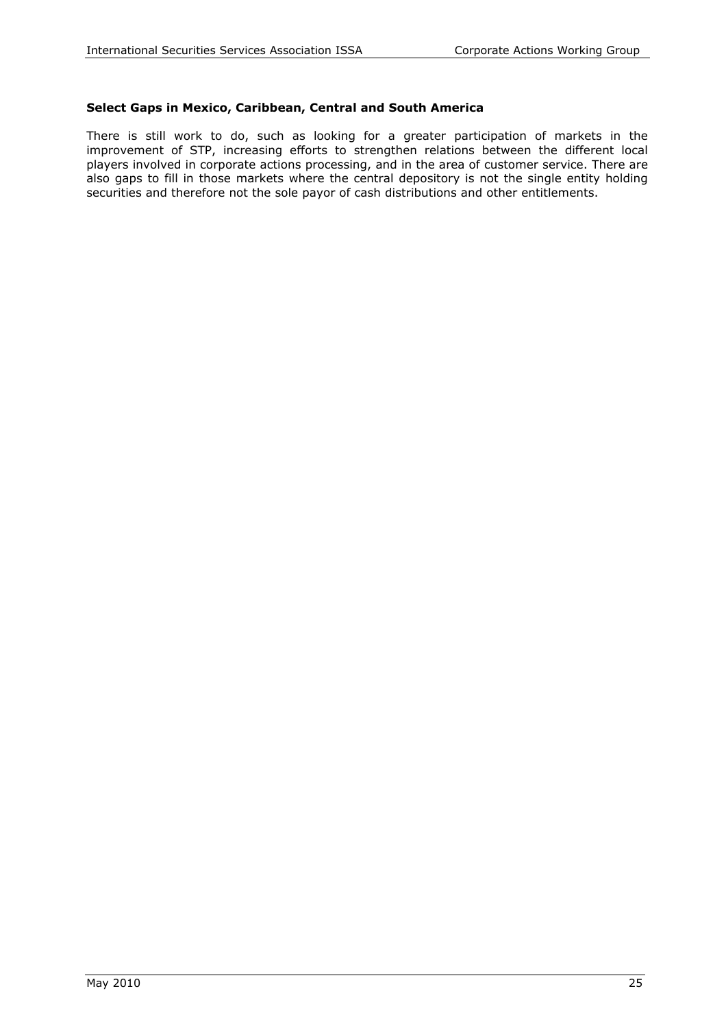### Select Gaps in Mexico, Caribbean, Central and South America

There is still work to do, such as looking for a greater participation of markets in the improvement of STP, increasing efforts to strengthen relations between the different local players involved in corporate actions processing, and in the area of customer service. There are also gaps to fill in those markets where the central depository is not the single entity holding securities and therefore not the sole payor of cash distributions and other entitlements.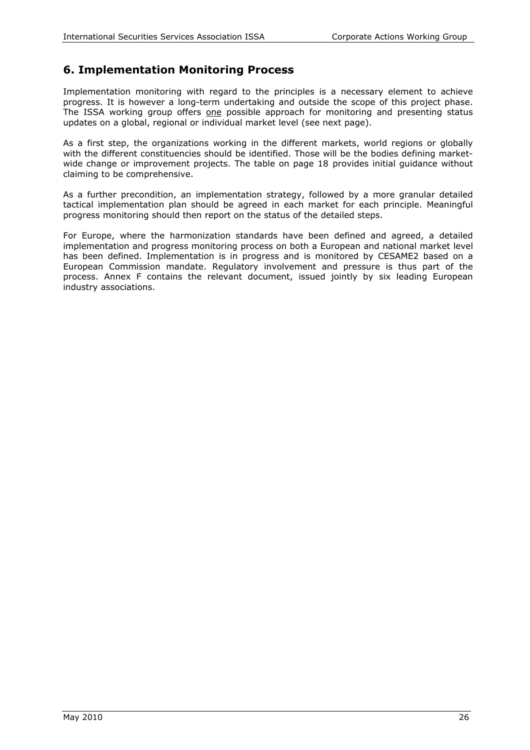## 6. Implementation Monitoring Process

Implementation monitoring with regard to the principles is a necessary element to achieve progress. It is however a long-term undertaking and outside the scope of this project phase. The ISSA working group offers <u>one</u> possible approach for monitoring and presenting status updates on a global, regional or individual market level (see next page).

As a first step, the organizations working in the different markets, world regions or globally with the different constituencies should be identified. Those will be the bodies defining market-wide change or improvement projects. The table on page 18 provides initial guidance without claiming to be comprehensive.

As a further precondition, an implementation strategy, followed by a more granular detailed tactical implementation plan should be agreed in each market for each principle. Meaningful progress monitoring should then report on the status of the detailed steps.

For Europe, where the harmonization standards have been defined and agreed, a detailed implementation and progress monitoring process on both a European and national market level has been defined. Implementation is in progress and is monitored by CESAME2 based on a European Commission mandate. Regulatory involvement and pressure is thus part of the process. Annex F contains the relevant document, issued jointly by six leading European industry associations.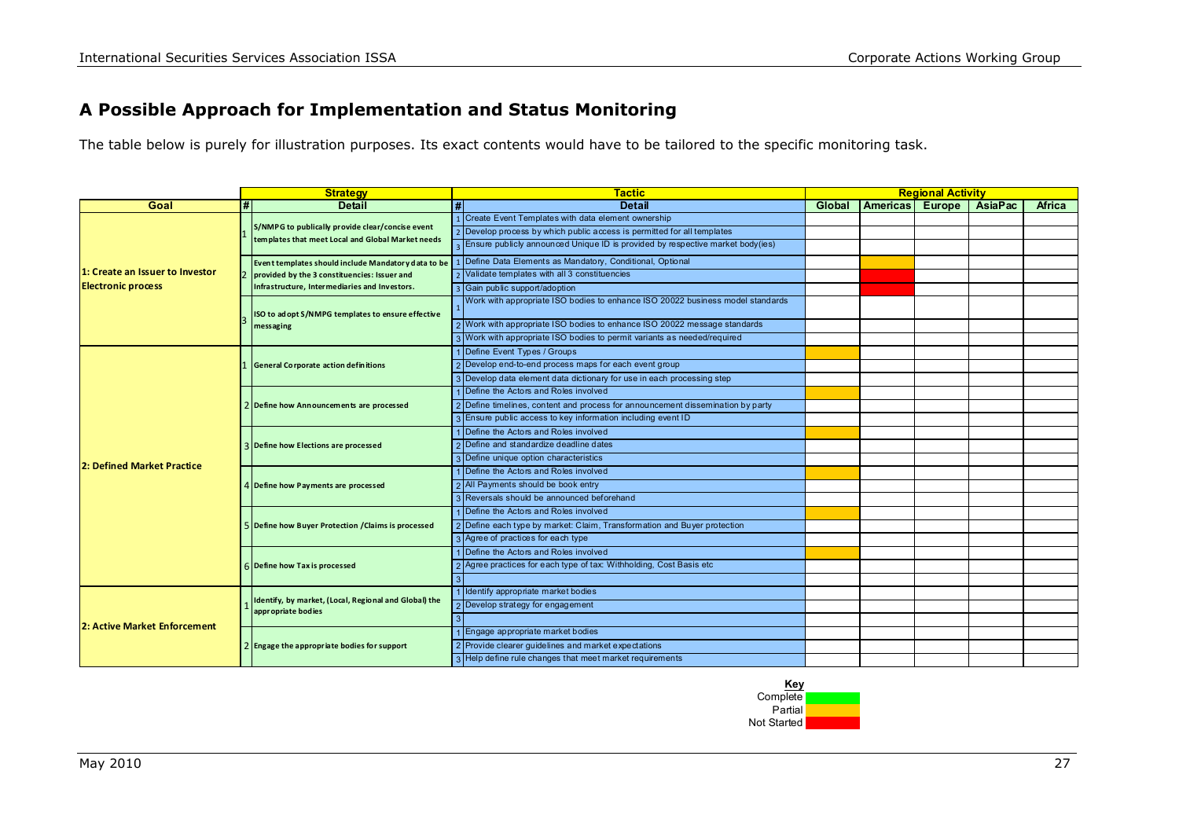## A Possible Approach for Implementation and Status Monitoring

The table below is purely for illustration purposes. Its exact contents would have to be tailored to the specific monitoring task.

| | Strategy | | Tactic | | Regional Activity | | | | |
|---|---|---|---|---|---|---|---|---|---|
| **Goal** | **#** | **Detail** | **#** | **Detail** | **Global** | **Americas** | **Europe** | **AsiaPac** | **Africa** |
| 1: Create an Issuer to Investor Electronic process | 1 | S/NMPG to publically provide clear/concise event templates that meet Local and Global Market needs | 1 | Create Event Templates with data element ownership | | | | | |
| | | | 2 | Develop process by which public access is permitted for all templates | | | | | |
| | | | 3 | Ensure publicly announced Unique ID is provided by respective market body(ies) | | | | | |
| | 2 | Event templates should include Mandatory data to be provided by the 3 constituencies: Issuer and Infrastructure, Intermediaries and Investors. | 1 | Define Data Elements as Mandatory, Conditional, Optional | | Partial | | | |
| | | | 2 | Validate templates with all 3 constituencies | | Not Started | | | |
| | | | 3 | Gain public support/adoption | | Not Started | | | |
| | 3 | ISO to adopt S/NMPG templates to ensure effective messaging | 1 | Work with appropriate ISO bodies to enhance ISO 20022 business model standards | | | | | |
| | | | 2 | Work with appropriate ISO bodies to enhance ISO 20022 message standards | | | | | |
| | | | 3 | Work with appropriate ISO bodies to permit variants as needed/required | | | | | |
| 2: Defined Market Practice | 1 | General Corporate action definitions | 1 | Define Event Types / Groups | Partial | | | | |
| | | | 2 | Develop end-to-end process maps for each event group | | | | | |
| | | | 3 | Develop data element data dictionary for use in each processing step | | | | | |
| | 2 | Define how Announcements are processed | 1 | Define the Actors and Roles involved | Partial | | | | |
| | | | 2 | Define timelines, content and process for announcement dissemination by party | | | | | |
| | | | 3 | Ensure public access to key information including event ID | | | | | |
| | 3 | Define how Elections are processed | 1 | Define the Actors and Roles involved | Partial | | | | |
| | | | 2 | Define and standardize deadline dates | | | | | |
| | | | 3 | Define unique option characteristics | | | | | |
| | 4 | Define how Payments are processed | 1 | Define the Actors and Roles involved | Partial | | | | |
| | | | 2 | All Payments should be book entry | | | | | |
| | | | 3 | Reversals should be announced beforehand | | | | | |
| | 5 | Define how Buyer Protection /Claims is processed | 1 | Define the Actors and Roles involved | Partial | | | | |
| | | | 2 | Define each type by market: Claim, Transformation and Buyer protection | | | | | |
| | | | 3 | Agree of practices for each type | | | | | |
| | 6 | Define how Tax is processed | 1 | Define the Actors and Roles involved | Partial | | | | |
| | | | 2 | Agree practices for each type of tax: Withholding, Cost Basis etc | | | | | |
| | | | 3 | | | | | | |
| 2: Active Market Enforcement | 1 | Identify, by market, (Local, Regional and Global) the appropriate bodies | 1 | Identify appropriate market bodies | | | | | |
| | | | 2 | Develop strategy for engagement | | | | | |
| | | | 3 | | | | | | |
| | 2 | Engage the appropriate bodies for support | 1 | Engage appropriate market bodies | | | | | |
| | | | 2 | Provide clearer guidelines and market expectations | | | | | |
| | | | 3 | Help define rule changes that meet market requirements | | | | | |

**Key**

| Status | Colour |
|---|---|
| Complete | Green |
| Partial | Amber |
| Not Started | Red |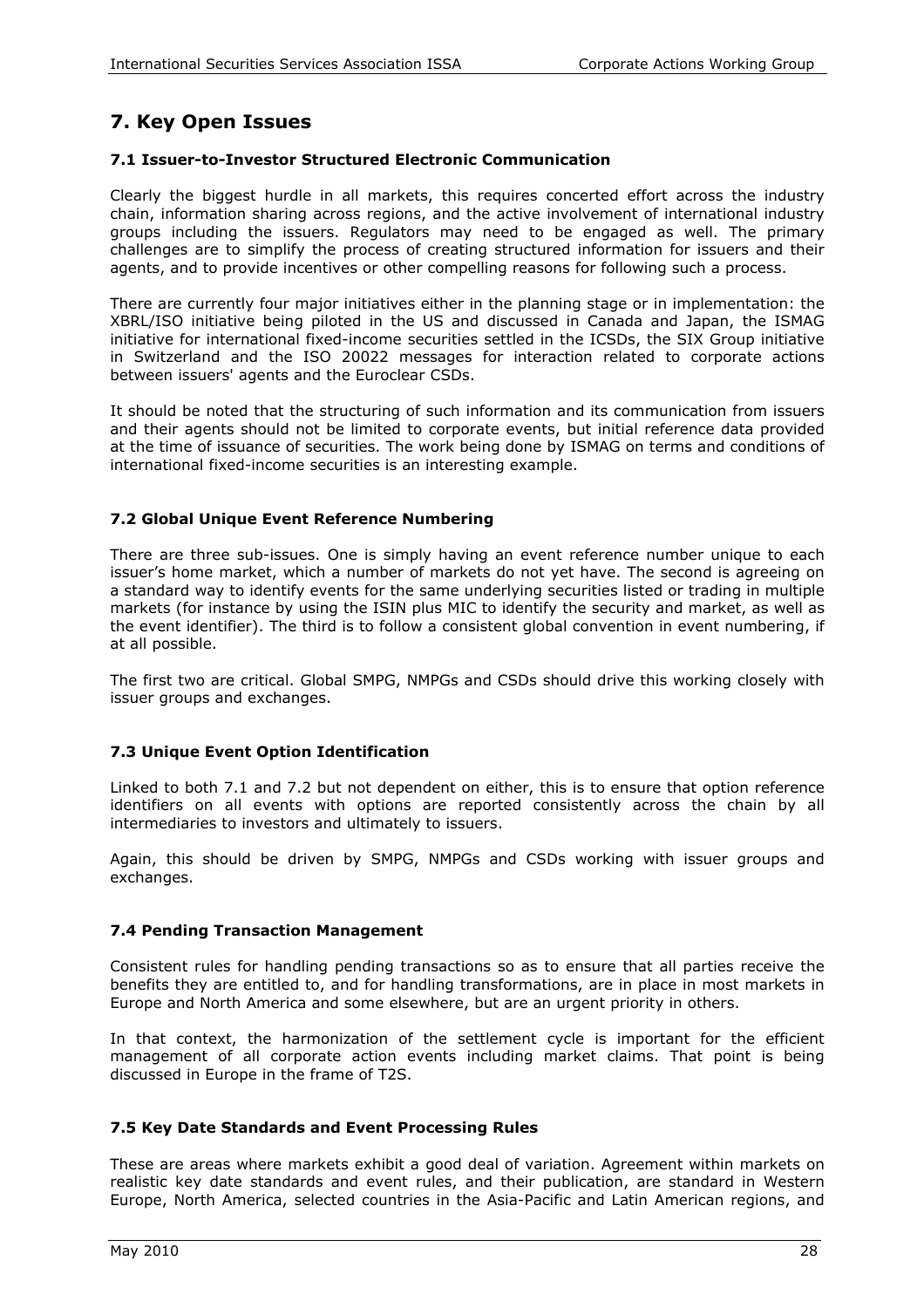## 7. Key Open Issues

### 7.1 Issuer-to-Investor Structured Electronic Communication

Clearly the biggest hurdle in all markets, this requires concerted effort across the industry chain, information sharing across regions, and the active involvement of international industry groups including the issuers. Regulators may need to be engaged as well. The primary challenges are to simplify the process of creating structured information for issuers and their agents, and to provide incentives or other compelling reasons for following such a process.

There are currently four major initiatives either in the planning stage or in implementation: the XBRL/ISO initiative being piloted in the US and discussed in Canada and Japan, the ISMAG initiative for international fixed-income securities settled in the ICSDs, the SIX Group initiative in Switzerland and the ISO 20022 messages for interaction related to corporate actions between issuers' agents and the Euroclear CSDs.

It should be noted that the structuring of such information and its communication from issuers and their agents should not be limited to corporate events, but initial reference data provided at the time of issuance of securities. The work being done by ISMAG on terms and conditions of international fixed-income securities is an interesting example.

### 7.2 Global Unique Event Reference Numbering

There are three sub-issues. One is simply having an event reference number unique to each issuer's home market, which a number of markets do not yet have. The second is agreeing on a standard way to identify events for the same underlying securities listed or trading in multiple markets (for instance by using the ISIN plus MIC to identify the security and market, as well as the event identifier). The third is to follow a consistent global convention in event numbering, if at all possible.

The first two are critical. Global SMPG, NMPGs and CSDs should drive this working closely with issuer groups and exchanges.

### 7.3 Unique Event Option Identification

Linked to both 7.1 and 7.2 but not dependent on either, this is to ensure that option reference identifiers on all events with options are reported consistently across the chain by all intermediaries to investors and ultimately to issuers.

Again, this should be driven by SMPG, NMPGs and CSDs working with issuer groups and exchanges.

### 7.4 Pending Transaction Management

Consistent rules for handling pending transactions so as to ensure that all parties receive the benefits they are entitled to, and for handling transformations, are in place in most markets in Europe and North America and some elsewhere, but are an urgent priority in others.

In that context, the harmonization of the settlement cycle is important for the efficient management of all corporate action events including market claims. That point is being discussed in Europe in the frame of T2S.

### 7.5 Key Date Standards and Event Processing Rules

These are areas where markets exhibit a good deal of variation. Agreement within markets on realistic key date standards and event rules, and their publication, are standard in Western Europe, North America, selected countries in the Asia-Pacific and Latin American regions, and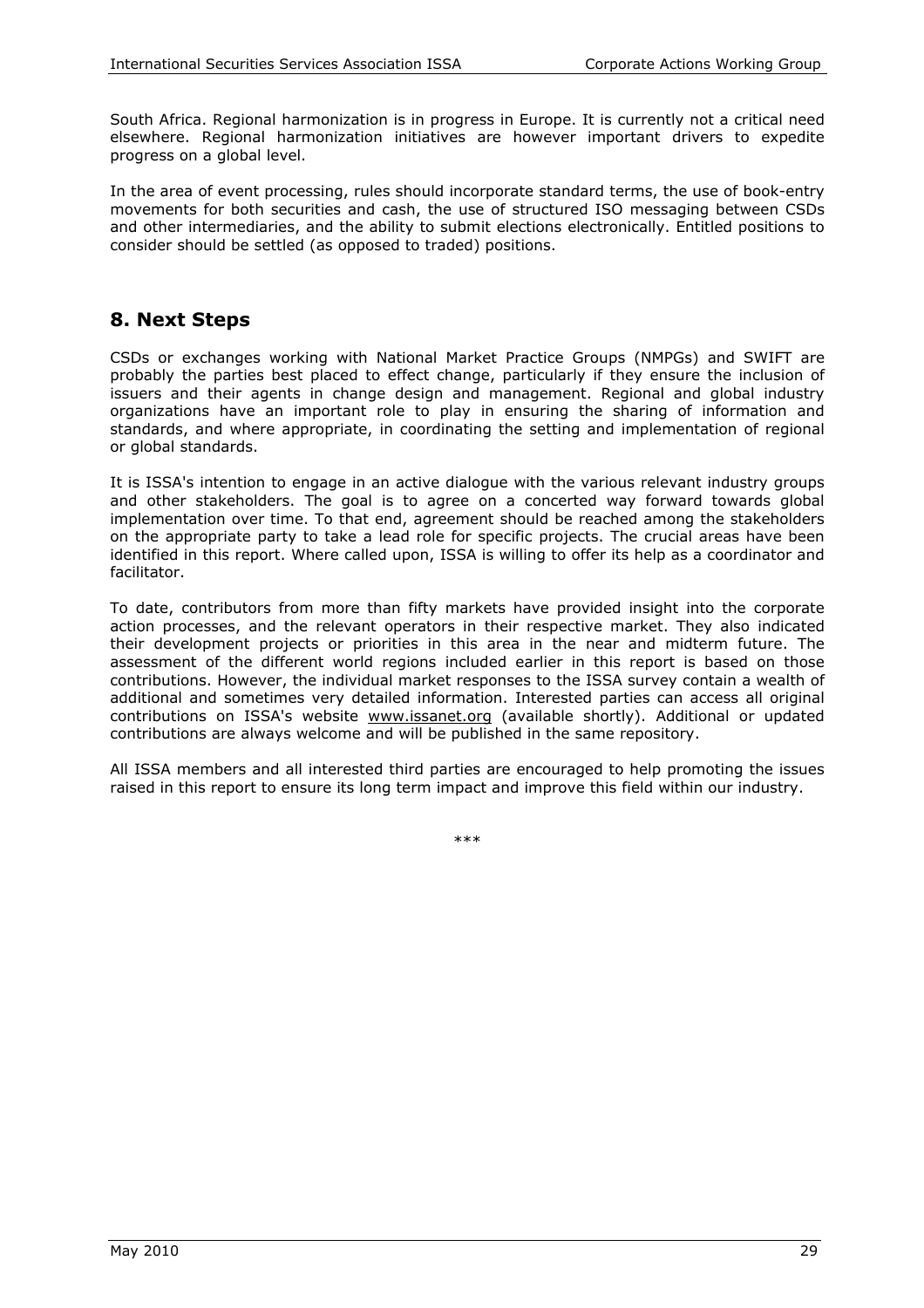South Africa. Regional harmonization is in progress in Europe. It is currently not a critical need elsewhere. Regional harmonization initiatives are however important drivers to expedite progress on a global level.

In the area of event processing, rules should incorporate standard terms, the use of book-entry movements for both securities and cash, the use of structured ISO messaging between CSDs and other intermediaries, and the ability to submit elections electronically. Entitled positions to consider should be settled (as opposed to traded) positions.

## 8. Next Steps

CSDs or exchanges working with National Market Practice Groups (NMPGs) and SWIFT are probably the parties best placed to effect change, particularly if they ensure the inclusion of issuers and their agents in change design and management. Regional and global industry organizations have an important role to play in ensuring the sharing of information and standards, and where appropriate, in coordinating the setting and implementation of regional or global standards.

It is ISSA's intention to engage in an active dialogue with the various relevant industry groups and other stakeholders. The goal is to agree on a concerted way forward towards global implementation over time. To that end, agreement should be reached among the stakeholders on the appropriate party to take a lead role for specific projects. The crucial areas have been identified in this report. Where called upon, ISSA is willing to offer its help as a coordinator and facilitator.

To date, contributors from more than fifty markets have provided insight into the corporate action processes, and the relevant operators in their respective market. They also indicated their development projects or priorities in this area in the near and midterm future. The assessment of the different world regions included earlier in this report is based on those contributions. However, the individual market responses to the ISSA survey contain a wealth of additional and sometimes very detailed information. Interested parties can access all original contributions on ISSA's website www.issanet.org (available shortly). Additional or updated contributions are always welcome and will be published in the same repository.

All ISSA members and all interested third parties are encouraged to help promoting the issues raised in this report to ensure its long term impact and improve this field within our industry.

***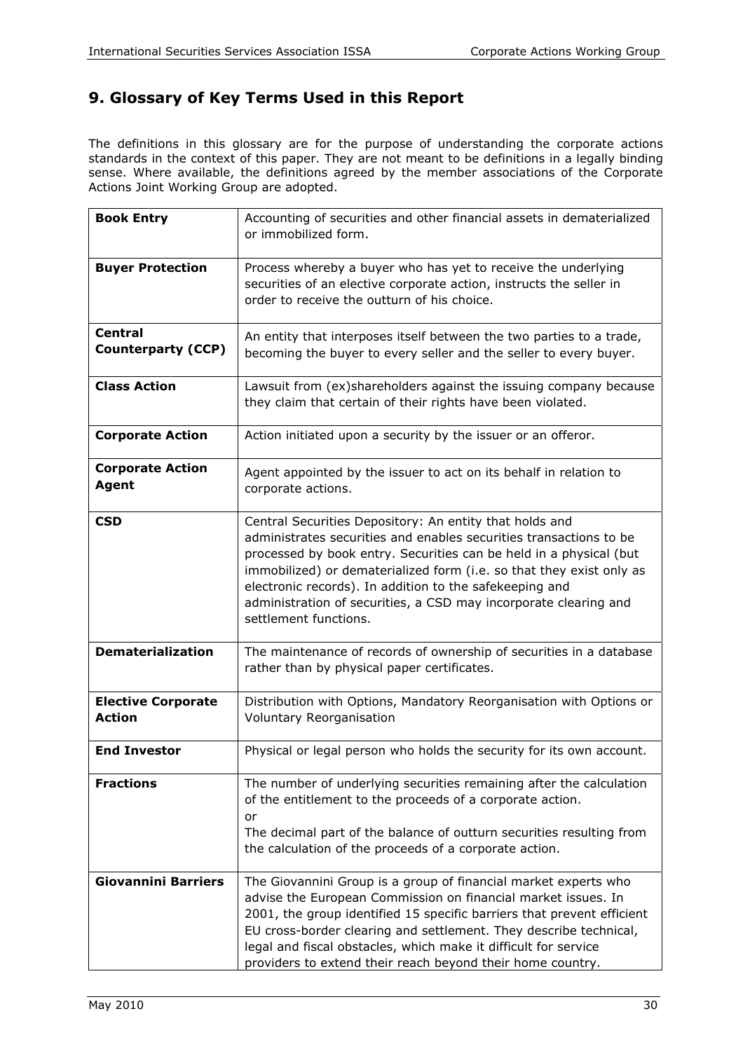## 9. Glossary of Key Terms Used in this Report

The definitions in this glossary are for the purpose of understanding the corporate actions standards in the context of this paper. They are not meant to be definitions in a legally binding sense. Where available, the definitions agreed by the member associations of the Corporate Actions Joint Working Group are adopted.

| | |
|---|---|
| **Book Entry** | Accounting of securities and other financial assets in dematerialized or immobilized form. |
| **Buyer Protection** | Process whereby a buyer who has yet to receive the underlying securities of an elective corporate action, instructs the seller in order to receive the outturn of his choice. |
| **Central Counterparty (CCP)** | An entity that interposes itself between the two parties to a trade, becoming the buyer to every seller and the seller to every buyer. |
| **Class Action** | Lawsuit from (ex)shareholders against the issuing company because they claim that certain of their rights have been violated. |
| **Corporate Action** | Action initiated upon a security by the issuer or an offeror. |
| **Corporate Action Agent** | Agent appointed by the issuer to act on its behalf in relation to corporate actions. |
| **CSD** | Central Securities Depository: An entity that holds and administrates securities and enables securities transactions to be processed by book entry. Securities can be held in a physical (but immobilized) or dematerialized form (i.e. so that they exist only as electronic records). In addition to the safekeeping and administration of securities, a CSD may incorporate clearing and settlement functions. |
| **Dematerialization** | The maintenance of records of ownership of securities in a database rather than by physical paper certificates. |
| **Elective Corporate Action** | Distribution with Options, Mandatory Reorganisation with Options or Voluntary Reorganisation |
| **End Investor** | Physical or legal person who holds the security for its own account. |
| **Fractions** | The number of underlying securities remaining after the calculation of the entitlement to the proceeds of a corporate action.<br>or<br>The decimal part of the balance of outturn securities resulting from the calculation of the proceeds of a corporate action. |
| **Giovannini Barriers** | The Giovannini Group is a group of financial market experts who advise the European Commission on financial market issues. In 2001, the group identified 15 specific barriers that prevent efficient EU cross-border clearing and settlement. They describe technical, legal and fiscal obstacles, which make it difficult for service providers to extend their reach beyond their home country. |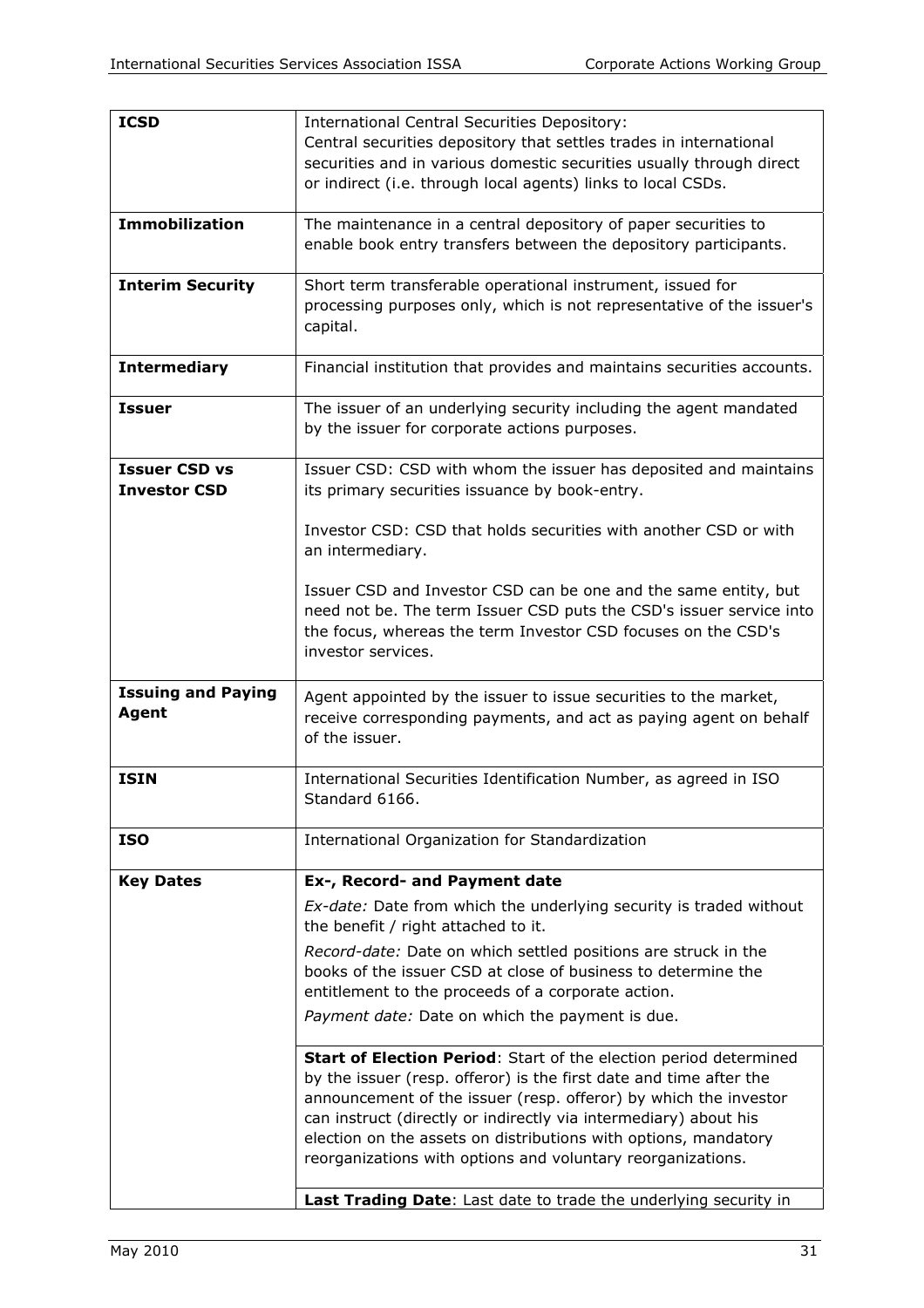| | |
|---|---|
| **ICSD** | International Central Securities Depository:<br>Central securities depository that settles trades in international securities and in various domestic securities usually through direct or indirect (i.e. through local agents) links to local CSDs. |
| **Immobilization** | The maintenance in a central depository of paper securities to enable book entry transfers between the depository participants. |
| **Interim Security** | Short term transferable operational instrument, issued for processing purposes only, which is not representative of the issuer's capital. |
| **Intermediary** | Financial institution that provides and maintains securities accounts. |
| **Issuer** | The issuer of an underlying security including the agent mandated by the issuer for corporate actions purposes. |
| **Issuer CSD vs Investor CSD** | Issuer CSD: CSD with whom the issuer has deposited and maintains its primary securities issuance by book-entry.<br><br>Investor CSD: CSD that holds securities with another CSD or with an intermediary.<br><br>Issuer CSD and Investor CSD can be one and the same entity, but need not be. The term Issuer CSD puts the CSD's issuer service into the focus, whereas the term Investor CSD focuses on the CSD's investor services. |
| **Issuing and Paying Agent** | Agent appointed by the issuer to issue securities to the market, receive corresponding payments, and act as paying agent on behalf of the issuer. |
| **ISIN** | International Securities Identification Number, as agreed in ISO Standard 6166. |
| **ISO** | International Organization for Standardization |
| **Key Dates** | **Ex-, Record- and Payment date**<br>*Ex-date:* Date from which the underlying security is traded without the benefit / right attached to it.<br>*Record-date:* Date on which settled positions are struck in the books of the issuer CSD at close of business to determine the entitlement to the proceeds of a corporate action.<br>*Payment date:* Date on which the payment is due. |
| | **Start of Election Period**: Start of the election period determined by the issuer (resp. offeror) is the first date and time after the announcement of the issuer (resp. offeror) by which the investor can instruct (directly or indirectly via intermediary) about his election on the assets on distributions with options, mandatory reorganizations with options and voluntary reorganizations. |
| | **Last Trading Date**: Last date to trade the underlying security in |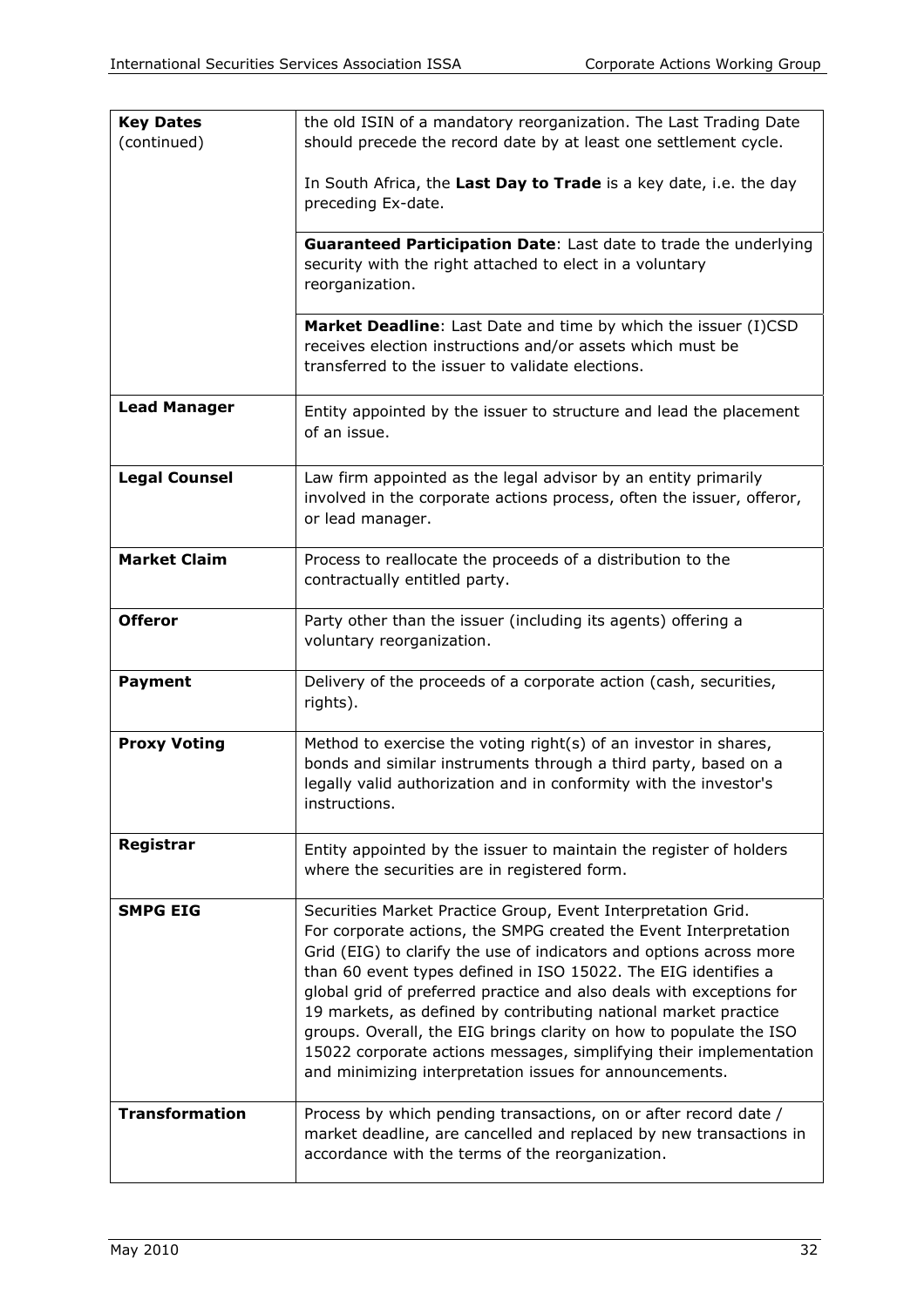| | |
|---|---|
| **Key Dates** (continued) | the old ISIN of a mandatory reorganization. The Last Trading Date should precede the record date by at least one settlement cycle.<br><br>In South Africa, the **Last Day to Trade** is a key date, i.e. the day preceding Ex-date. |
| | **Guaranteed Participation Date**: Last date to trade the underlying security with the right attached to elect in a voluntary reorganization. |
| | **Market Deadline**: Last Date and time by which the issuer (I)CSD receives election instructions and/or assets which must be transferred to the issuer to validate elections. |
| **Lead Manager** | Entity appointed by the issuer to structure and lead the placement of an issue. |
| **Legal Counsel** | Law firm appointed as the legal advisor by an entity primarily involved in the corporate actions process, often the issuer, offeror, or lead manager. |
| **Market Claim** | Process to reallocate the proceeds of a distribution to the contractually entitled party. |
| **Offeror** | Party other than the issuer (including its agents) offering a voluntary reorganization. |
| **Payment** | Delivery of the proceeds of a corporate action (cash, securities, rights). |
| **Proxy Voting** | Method to exercise the voting right(s) of an investor in shares, bonds and similar instruments through a third party, based on a legally valid authorization and in conformity with the investor's instructions. |
| **Registrar** | Entity appointed by the issuer to maintain the register of holders where the securities are in registered form. |
| **SMPG EIG** | Securities Market Practice Group, Event Interpretation Grid.<br>For corporate actions, the SMPG created the Event Interpretation Grid (EIG) to clarify the use of indicators and options across more than 60 event types defined in ISO 15022. The EIG identifies a global grid of preferred practice and also deals with exceptions for 19 markets, as defined by contributing national market practice groups. Overall, the EIG brings clarity on how to populate the ISO 15022 corporate actions messages, simplifying their implementation and minimizing interpretation issues for announcements. |
| **Transformation** | Process by which pending transactions, on or after record date / market deadline, are cancelled and replaced by new transactions in accordance with the terms of the reorganization. |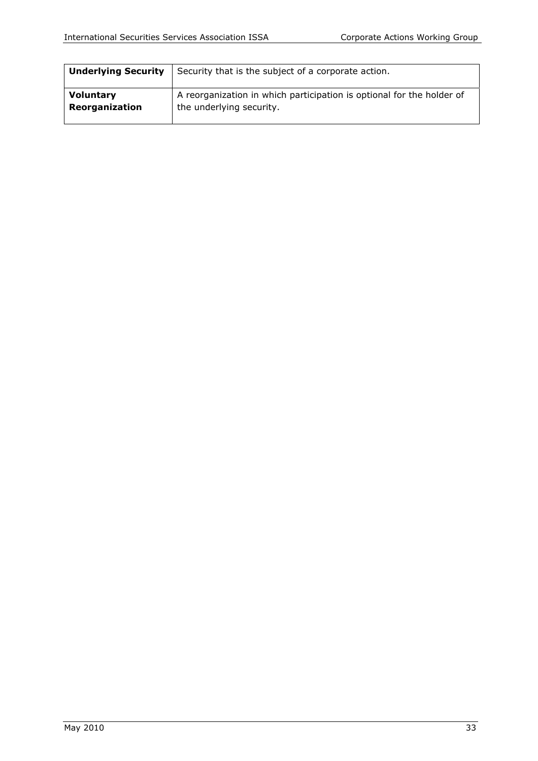| **Underlying Security** | Security that is the subject of a corporate action. |
| --- | --- |
| **Voluntary Reorganization** | A reorganization in which participation is optional for the holder of the underlying security. |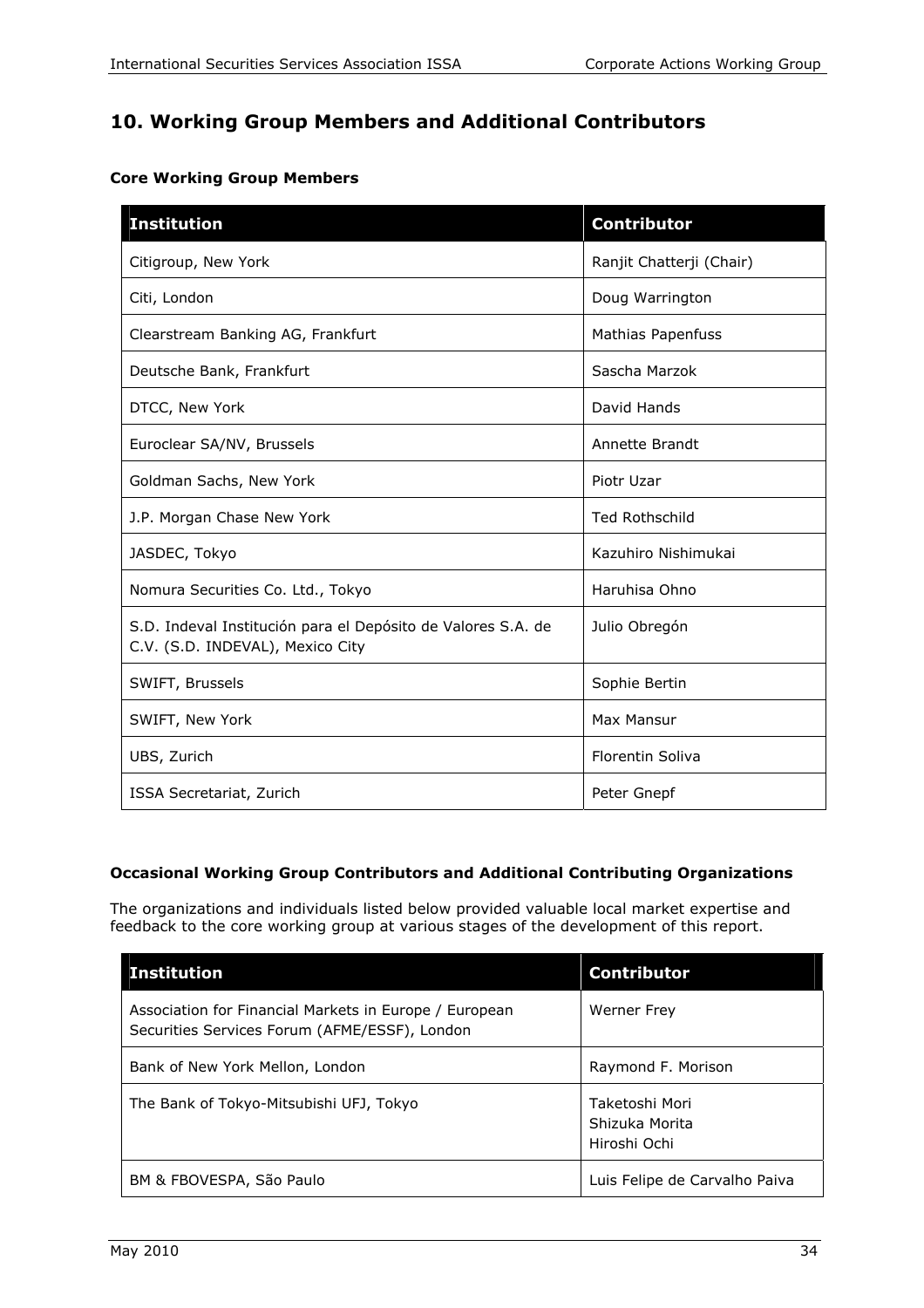# 10. Working Group Members and Additional Contributors

**Core Working Group Members**

| Institution | Contributor |
|---|---|
| Citigroup, New York | Ranjit Chatterji (Chair) |
| Citi, London | Doug Warrington |
| Clearstream Banking AG, Frankfurt | Mathias Papenfuss |
| Deutsche Bank, Frankfurt | Sascha Marzok |
| DTCC, New York | David Hands |
| Euroclear SA/NV, Brussels | Annette Brandt |
| Goldman Sachs, New York | Piotr Uzar |
| J.P. Morgan Chase New York | Ted Rothschild |
| JASDEC, Tokyo | Kazuhiro Nishimukai |
| Nomura Securities Co. Ltd., Tokyo | Haruhisa Ohno |
| S.D. Indeval Institución para el Depósito de Valores S.A. de C.V. (S.D. INDEVAL), Mexico City | Julio Obregón |
| SWIFT, Brussels | Sophie Bertin |
| SWIFT, New York | Max Mansur |
| UBS, Zurich | Florentin Soliva |
| ISSA Secretariat, Zurich | Peter Gnepf |

**Occasional Working Group Contributors and Additional Contributing Organizations**

The organizations and individuals listed below provided valuable local market expertise and feedback to the core working group at various stages of the development of this report.

| Institution | Contributor |
|---|---|
| Association for Financial Markets in Europe / European Securities Services Forum (AFME/ESSF), London | Werner Frey |
| Bank of New York Mellon, London | Raymond F. Morison |
| The Bank of Tokyo-Mitsubishi UFJ, Tokyo | Taketoshi Mori<br>Shizuka Morita<br>Hiroshi Ochi |
| BM & FBOVESPA, São Paulo | Luis Felipe de Carvalho Paiva |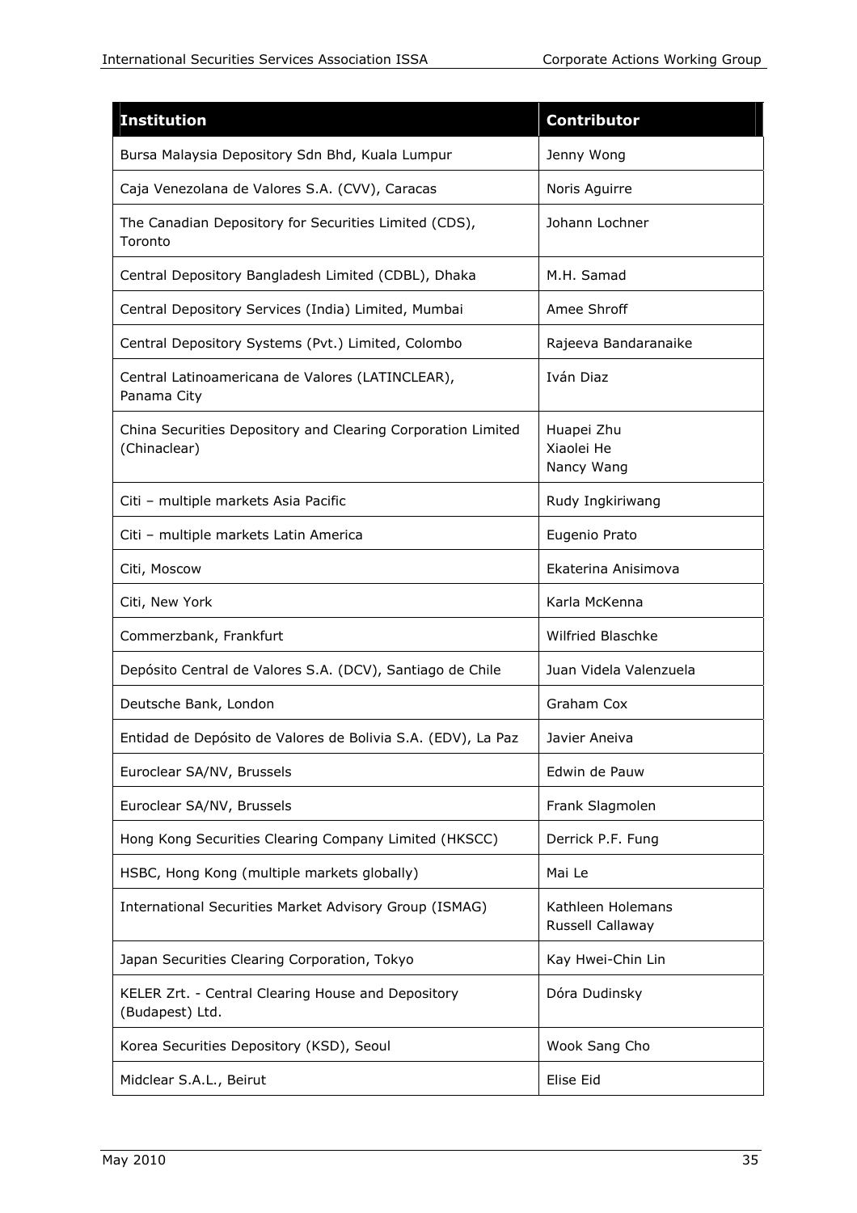| Institution | Contributor |
|---|---|
| Bursa Malaysia Depository Sdn Bhd, Kuala Lumpur | Jenny Wong |
| Caja Venezolana de Valores S.A. (CVV), Caracas | Noris Aguirre |
| The Canadian Depository for Securities Limited (CDS), Toronto | Johann Lochner |
| Central Depository Bangladesh Limited (CDBL), Dhaka | M.H. Samad |
| Central Depository Services (India) Limited, Mumbai | Amee Shroff |
| Central Depository Systems (Pvt.) Limited, Colombo | Rajeeva Bandaranaike |
| Central Latinoamericana de Valores (LATINCLEAR), Panama City | Iván Diaz |
| China Securities Depository and Clearing Corporation Limited (Chinaclear) | Huapei Zhu<br>Xiaolei He<br>Nancy Wang |
| Citi – multiple markets Asia Pacific | Rudy Ingkiriwang |
| Citi – multiple markets Latin America | Eugenio Prato |
| Citi, Moscow | Ekaterina Anisimova |
| Citi, New York | Karla McKenna |
| Commerzbank, Frankfurt | Wilfried Blaschke |
| Depósito Central de Valores S.A. (DCV), Santiago de Chile | Juan Videla Valenzuela |
| Deutsche Bank, London | Graham Cox |
| Entidad de Depósito de Valores de Bolivia S.A. (EDV), La Paz | Javier Aneiva |
| Euroclear SA/NV, Brussels | Edwin de Pauw |
| Euroclear SA/NV, Brussels | Frank Slagmolen |
| Hong Kong Securities Clearing Company Limited (HKSCC) | Derrick P.F. Fung |
| HSBC, Hong Kong (multiple markets globally) | Mai Le |
| International Securities Market Advisory Group (ISMAG) | Kathleen Holemans<br>Russell Callaway |
| Japan Securities Clearing Corporation, Tokyo | Kay Hwei-Chin Lin |
| KELER Zrt. - Central Clearing House and Depository (Budapest) Ltd. | Dóra Dudinsky |
| Korea Securities Depository (KSD), Seoul | Wook Sang Cho |
| Midclear S.A.L., Beirut | Elise Eid |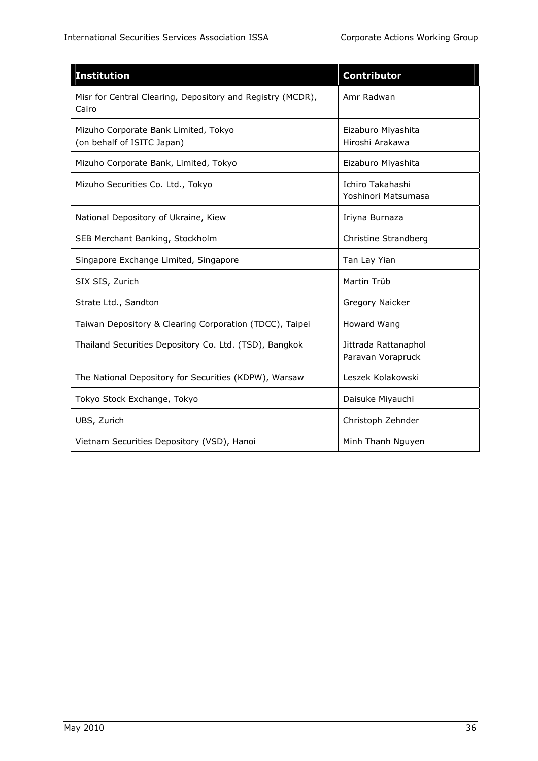| Institution | Contributor |
| --- | --- |
| Misr for Central Clearing, Depository and Registry (MCDR), Cairo | Amr Radwan |
| Mizuho Corporate Bank Limited, Tokyo (on behalf of ISITC Japan) | Eizaburo Miyashita Hiroshi Arakawa |
| Mizuho Corporate Bank, Limited, Tokyo | Eizaburo Miyashita |
| Mizuho Securities Co. Ltd., Tokyo | Ichiro Takahashi Yoshinori Matsumasa |
| National Depository of Ukraine, Kiew | Iriyna Burnaza |
| SEB Merchant Banking, Stockholm | Christine Strandberg |
| Singapore Exchange Limited, Singapore | Tan Lay Yian |
| SIX SIS, Zurich | Martin Trüb |
| Strate Ltd., Sandton | Gregory Naicker |
| Taiwan Depository & Clearing Corporation (TDCC), Taipei | Howard Wang |
| Thailand Securities Depository Co. Ltd. (TSD), Bangkok | Jittrada Rattanaphol Paravan Vorapruck |
| The National Depository for Securities (KDPW), Warsaw | Leszek Kolakowski |
| Tokyo Stock Exchange, Tokyo | Daisuke Miyauchi |
| UBS, Zurich | Christoph Zehnder |
| Vietnam Securities Depository (VSD), Hanoi | Minh Thanh Nguyen |